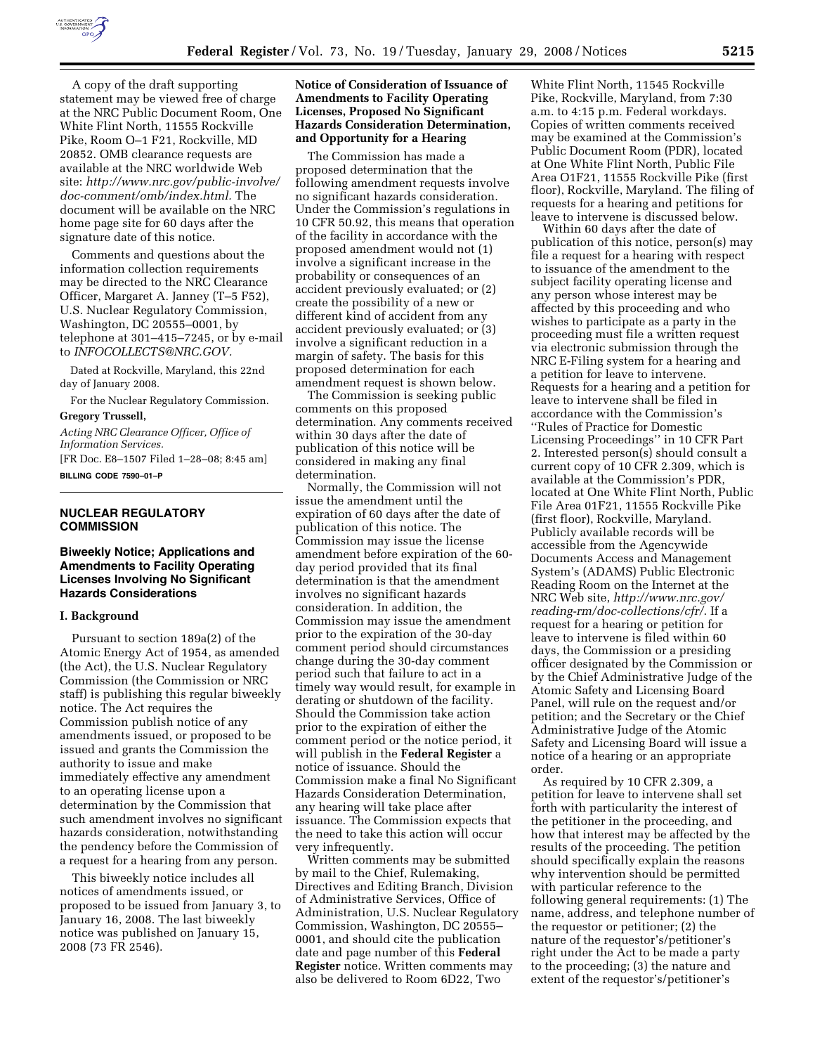A copy of the draft supporting statement may be viewed free of charge at the NRC Public Document Room, One White Flint North, 11555 Rockville Pike, Room O–1 F21, Rockville, MD 20852. OMB clearance requests are available at the NRC worldwide Web site: *http://www.nrc.gov/public-involve/doc-comment/omb/index.html.* The document will be available on the NRC home page site for 60 days after the signature date of this notice.

Comments and questions about the information collection requirements may be directed to the NRC Clearance Officer, Margaret A. Janney (T–5 F52), U.S. Nuclear Regulatory Commission, Washington, DC 20555–0001, by telephone at 301–415–7245, or by e-mail to *INFOCOLLECTS@NRC.GOV.*

Dated at Rockville, Maryland, this 22nd day of January 2008.

For the Nuclear Regulatory Commission.

**Gregory Trussell,**

*Acting NRC Clearance Officer, Office of Information Services.*

[FR Doc. E8–1507 Filed 1–28–08; 8:45 am]

**BILLING CODE 7590–01–P**

---

## NUCLEAR REGULATORY COMMISSION

### Biweekly Notice; Applications and Amendments to Facility Operating Licenses Involving No Significant Hazards Considerations

#### I. Background

Pursuant to section 189a(2) of the Atomic Energy Act of 1954, as amended (the Act), the U.S. Nuclear Regulatory Commission (the Commission or NRC staff) is publishing this regular biweekly notice. The Act requires the Commission publish notice of any amendments issued, or proposed to be issued and grants the Commission the authority to issue and make immediately effective any amendment to an operating license upon a determination by the Commission that such amendment involves no significant hazards consideration, notwithstanding the pendency before the Commission of a request for a hearing from any person.

This biweekly notice includes all notices of amendments issued, or proposed to be issued from January 3, to January 16, 2008. The last biweekly notice was published on January 15, 2008 (73 FR 2546).

**Notice of Consideration of Issuance of Amendments to Facility Operating Licenses, Proposed No Significant Hazards Consideration Determination, and Opportunity for a Hearing**

The Commission has made a proposed determination that the following amendment requests involve no significant hazards consideration. Under the Commission's regulations in 10 CFR 50.92, this means that operation of the facility in accordance with the proposed amendment would not (1) involve a significant increase in the probability or consequences of an accident previously evaluated; or (2) create the possibility of a new or different kind of accident from any accident previously evaluated; or (3) involve a significant reduction in a margin of safety. The basis for this proposed determination for each amendment request is shown below.

The Commission is seeking public comments on this proposed determination. Any comments received within 30 days after the date of publication of this notice will be considered in making any final determination.

Normally, the Commission will not issue the amendment until the expiration of 60 days after the date of publication of this notice. The Commission may issue the license amendment before expiration of the 60-day period provided that its final determination is that the amendment involves no significant hazards consideration. In addition, the Commission may issue the amendment prior to the expiration of the 30-day comment period should circumstances change during the 30-day comment period such that failure to act in a timely way would result, for example in derating or shutdown of the facility. Should the Commission take action prior to the expiration of either the comment period or the notice period, it will publish in the **Federal Register** a notice of issuance. Should the Commission make a final No Significant Hazards Consideration Determination, any hearing will take place after issuance. The Commission expects that the need to take this action will occur very infrequently.

Written comments may be submitted by mail to the Chief, Rulemaking, Directives and Editing Branch, Division of Administrative Services, Office of Administration, U.S. Nuclear Regulatory Commission, Washington, DC 20555–0001, and should cite the publication date and page number of this **Federal Register** notice. Written comments may also be delivered to Room 6D22, Two White Flint North, 11545 Rockville Pike, Rockville, Maryland, from 7:30 a.m. to 4:15 p.m. Federal workdays. Copies of written comments received may be examined at the Commission's Public Document Room (PDR), located at One White Flint North, Public File Area O1F21, 11555 Rockville Pike (first floor), Rockville, Maryland. The filing of requests for a hearing and petitions for leave to intervene is discussed below.

Within 60 days after the date of publication of this notice, person(s) may file a request for a hearing with respect to issuance of the amendment to the subject facility operating license and any person whose interest may be affected by this proceeding and who wishes to participate as a party in the proceeding must file a written request via electronic submission through the NRC E-Filing system for a hearing and a petition for leave to intervene. Requests for a hearing and a petition for leave to intervene shall be filed in accordance with the Commission's ''Rules of Practice for Domestic Licensing Proceedings'' in 10 CFR Part 2. Interested person(s) should consult a current copy of 10 CFR 2.309, which is available at the Commission's PDR, located at One White Flint North, Public File Area 01F21, 11555 Rockville Pike (first floor), Rockville, Maryland. Publicly available records will be accessible from the Agencywide Documents Access and Management System's (ADAMS) Public Electronic Reading Room on the Internet at the NRC Web site, *http://www.nrc.gov/reading-rm/doc-collections/cfr/.* If a request for a hearing or petition for leave to intervene is filed within 60 days, the Commission or a presiding officer designated by the Commission or by the Chief Administrative Judge of the Atomic Safety and Licensing Board Panel, will rule on the request and/or petition; and the Secretary or the Chief Administrative Judge of the Atomic Safety and Licensing Board will issue a notice of a hearing or an appropriate order.

As required by 10 CFR 2.309, a petition for leave to intervene shall set forth with particularity the interest of the petitioner in the proceeding, and how that interest may be affected by the results of the proceeding. The petition should specifically explain the reasons why intervention should be permitted with particular reference to the following general requirements: (1) The name, address, and telephone number of the requestor or petitioner; (2) the nature of the requestor's/petitioner's right under the Act to be made a party to the proceeding; (3) the nature and extent of the requestor's/petitioner's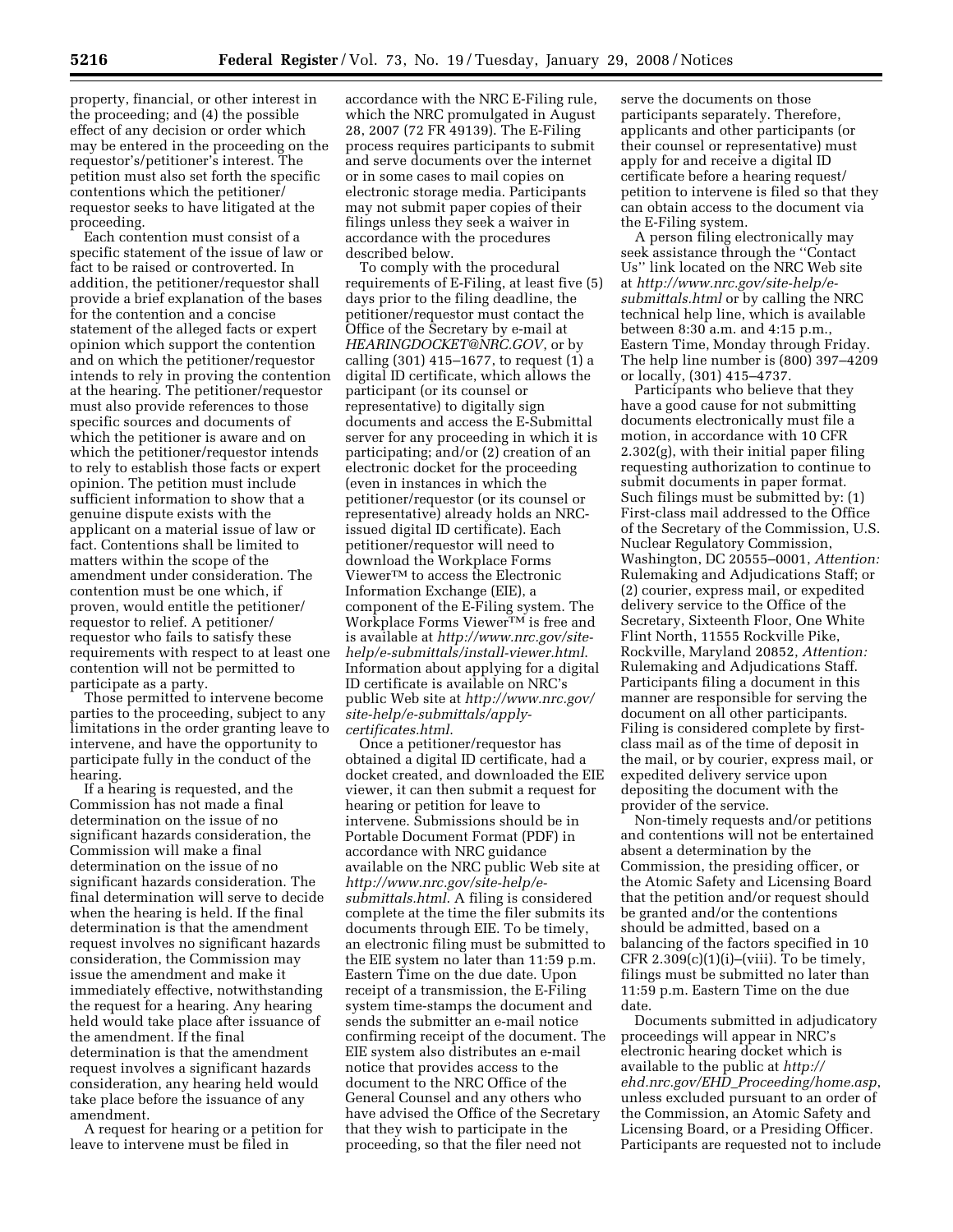property, financial, or other interest in the proceeding; and (4) the possible effect of any decision or order which may be entered in the proceeding on the requestor's/petitioner's interest. The petition must also set forth the specific contentions which the petitioner/requestor seeks to have litigated at the proceeding.

Each contention must consist of a specific statement of the issue of law or fact to be raised or controverted. In addition, the petitioner/requestor shall provide a brief explanation of the bases for the contention and a concise statement of the alleged facts or expert opinion which support the contention and on which the petitioner/requestor intends to rely in proving the contention at the hearing. The petitioner/requestor must also provide references to those specific sources and documents of which the petitioner is aware and on which the petitioner/requestor intends to rely to establish those facts or expert opinion. The petition must include sufficient information to show that a genuine dispute exists with the applicant on a material issue of law or fact. Contentions shall be limited to matters within the scope of the amendment under consideration. The contention must be one which, if proven, would entitle the petitioner/requestor to relief. A petitioner/requestor who fails to satisfy these requirements with respect to at least one contention will not be permitted to participate as a party.

Those permitted to intervene become parties to the proceeding, subject to any limitations in the order granting leave to intervene, and have the opportunity to participate fully in the conduct of the hearing.

If a hearing is requested, and the Commission has not made a final determination on the issue of no significant hazards consideration, the Commission will make a final determination on the issue of no significant hazards consideration. The final determination will serve to decide when the hearing is held. If the final determination is that the amendment request involves no significant hazards consideration, the Commission may issue the amendment and make it immediately effective, notwithstanding the request for a hearing. Any hearing held would take place after issuance of the amendment. If the final determination is that the amendment request involves a significant hazards consideration, any hearing held would take place before the issuance of any amendment.

A request for hearing or a petition for leave to intervene must be filed in accordance with the NRC E-Filing rule, which the NRC promulgated in August 28, 2007 (72 FR 49139). The E-Filing process requires participants to submit and serve documents over the internet or in some cases to mail copies on electronic storage media. Participants may not submit paper copies of their filings unless they seek a waiver in accordance with the procedures described below.

To comply with the procedural requirements of E-Filing, at least five (5) days prior to the filing deadline, the petitioner/requestor must contact the Office of the Secretary by e-mail at *HEARINGDOCKET@NRC.GOV*, or by calling (301) 415–1677, to request (1) a digital ID certificate, which allows the participant (or its counsel or representative) to digitally sign documents and access the E-Submittal server for any proceeding in which it is participating; and/or (2) creation of an electronic docket for the proceeding (even in instances in which the petitioner/requestor (or its counsel or representative) already holds an NRC-issued digital ID certificate). Each petitioner/requestor will need to download the Workplace Forms Viewer™ to access the Electronic Information Exchange (EIE), a component of the E-Filing system. The Workplace Forms Viewer™ is free and is available at *http://www.nrc.gov/site-help/e-submittals/install-viewer.html*. Information about applying for a digital ID certificate is available on NRC's public Web site at *http://www.nrc.gov/site-help/e-submittals/apply-certificates.html*.

Once a petitioner/requestor has obtained a digital ID certificate, had a docket created, and downloaded the EIE viewer, it can then submit a request for hearing or petition for leave to intervene. Submissions should be in Portable Document Format (PDF) in accordance with NRC guidance available on the NRC public Web site at *http://www.nrc.gov/site-help/e-submittals.html*. A filing is considered complete at the time the filer submits its documents through EIE. To be timely, an electronic filing must be submitted to the EIE system no later than 11:59 p.m. Eastern Time on the due date. Upon receipt of a transmission, the E-Filing system time-stamps the document and sends the submitter an e-mail notice confirming receipt of the document. The EIE system also distributes an e-mail notice that provides access to the document to the NRC Office of the General Counsel and any others who have advised the Office of the Secretary that they wish to participate in the proceeding, so that the filer need not serve the documents on those participants separately. Therefore, applicants and other participants (or their counsel or representative) must apply for and receive a digital ID certificate before a hearing request/petition to intervene is filed so that they can obtain access to the document via the E-Filing system.

A person filing electronically may seek assistance through the ''Contact Us'' link located on the NRC Web site at *http://www.nrc.gov/site-help/e-submittals.html* or by calling the NRC technical help line, which is available between 8:30 a.m. and 4:15 p.m., Eastern Time, Monday through Friday. The help line number is (800) 397–4209 or locally, (301) 415–4737.

Participants who believe that they have a good cause for not submitting documents electronically must file a motion, in accordance with 10 CFR 2.302(g), with their initial paper filing requesting authorization to continue to submit documents in paper format. Such filings must be submitted by: (1) First-class mail addressed to the Office of the Secretary of the Commission, U.S. Nuclear Regulatory Commission, Washington, DC 20555–0001, *Attention:* Rulemaking and Adjudications Staff; or (2) courier, express mail, or expedited delivery service to the Office of the Secretary, Sixteenth Floor, One White Flint North, 11555 Rockville Pike, Rockville, Maryland 20852, *Attention:* Rulemaking and Adjudications Staff. Participants filing a document in this manner are responsible for serving the document on all other participants. Filing is considered complete by first-class mail as of the time of deposit in the mail, or by courier, express mail, or expedited delivery service upon depositing the document with the provider of the service.

Non-timely requests and/or petitions and contentions will not be entertained absent a determination by the Commission, the presiding officer, or the Atomic Safety and Licensing Board that the petition and/or request should be granted and/or the contentions should be admitted, based on a balancing of the factors specified in 10 CFR 2.309(c)(1)(i)–(viii). To be timely, filings must be submitted no later than 11:59 p.m. Eastern Time on the due date.

Documents submitted in adjudicatory proceedings will appear in NRC's electronic hearing docket which is available to the public at *http://ehd.nrc.gov/EHD_Proceeding/home.asp*, unless excluded pursuant to an order of the Commission, an Atomic Safety and Licensing Board, or a Presiding Officer. Participants are requested not to include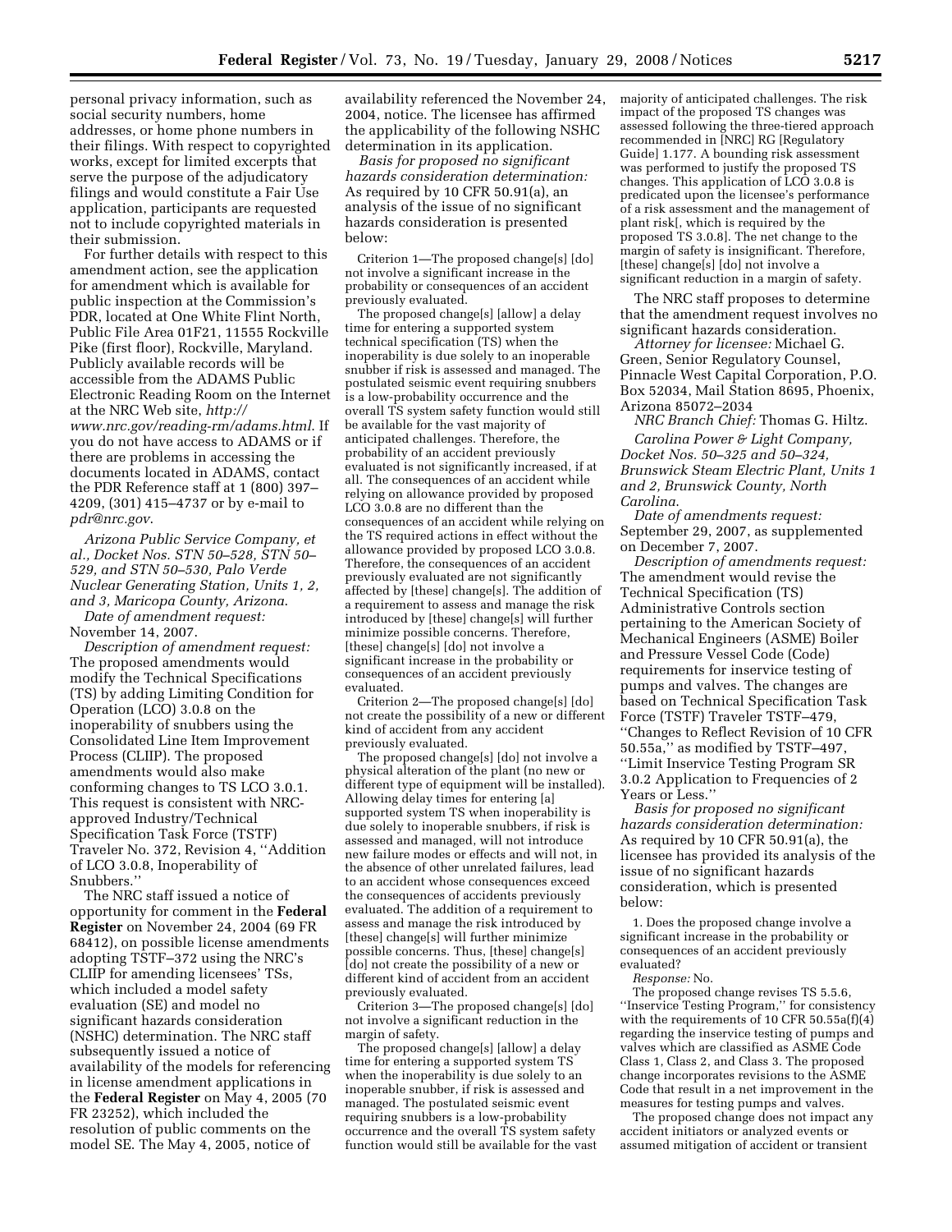personal privacy information, such as social security numbers, home addresses, or home phone numbers in their filings. With respect to copyrighted works, except for limited excerpts that serve the purpose of the adjudicatory filings and would constitute a Fair Use application, participants are requested not to include copyrighted materials in their submission.

For further details with respect to this amendment action, see the application for amendment which is available for public inspection at the Commission's PDR, located at One White Flint North, Public File Area 01F21, 11555 Rockville Pike (first floor), Rockville, Maryland. Publicly available records will be accessible from the ADAMS Public Electronic Reading Room on the Internet at the NRC Web site, *http://www.nrc.gov/reading-rm/adams.html*. If you do not have access to ADAMS or if there are problems in accessing the documents located in ADAMS, contact the PDR Reference staff at 1 (800) 397–4209, (301) 415–4737 or by e-mail to *pdr@nrc.gov*.

*Arizona Public Service Company, et al., Docket Nos. STN 50–528, STN 50–529, and STN 50–530, Palo Verde Nuclear Generating Station, Units 1, 2, and 3, Maricopa County, Arizona.*

*Date of amendment request:* November 14, 2007.

*Description of amendment request:* The proposed amendments would modify the Technical Specifications (TS) by adding Limiting Condition for Operation (LCO) 3.0.8 on the inoperability of snubbers using the Consolidated Line Item Improvement Process (CLIIP). The proposed amendments would also make conforming changes to TS LCO 3.0.1. This request is consistent with NRC-approved Industry/Technical Specification Task Force (TSTF) Traveler No. 372, Revision 4, ''Addition of LCO 3.0.8, Inoperability of Snubbers.''

The NRC staff issued a notice of opportunity for comment in the **Federal Register** on November 24, 2004 (69 FR 68412), on possible license amendments adopting TSTF–372 using the NRC's CLIIP for amending licensees' TSs, which included a model safety evaluation (SE) and model no significant hazards consideration (NSHC) determination. The NRC staff subsequently issued a notice of availability of the models for referencing in license amendment applications in the **Federal Register** on May 4, 2005 (70 FR 23252), which included the resolution of public comments on the model SE. The May 4, 2005, notice of availability referenced the November 24, 2004, notice. The licensee has affirmed the applicability of the following NSHC determination in its application.

*Basis for proposed no significant hazards consideration determination:* As required by 10 CFR 50.91(a), an analysis of the issue of no significant hazards consideration is presented below:

Criterion 1—The proposed change[s] [do] not involve a significant increase in the probability or consequences of an accident previously evaluated.

The proposed change[s] [allow] a delay time for entering a supported system technical specification (TS) when the inoperability is due solely to an inoperable snubber if risk is assessed and managed. The postulated seismic event requiring snubbers is a low-probability occurrence and the overall TS system safety function would still be available for the vast majority of anticipated challenges. Therefore, the probability of an accident previously evaluated is not significantly increased, if at all. The consequences of an accident while relying on allowance provided by proposed LCO 3.0.8 are no different than the consequences of an accident while relying on the TS required actions in effect without the allowance provided by proposed LCO 3.0.8. Therefore, the consequences of an accident previously evaluated are not significantly affected by [these] change[s]. The addition of a requirement to assess and manage the risk introduced by [these] change[s] will further minimize possible concerns. Therefore, [these] change[s] [do] not involve a significant increase in the probability or consequences of an accident previously evaluated.

Criterion 2—The proposed change[s] [do] not create the possibility of a new or different kind of accident from any accident previously evaluated.

The proposed change[s] [do] not involve a physical alteration of the plant (no new or different type of equipment will be installed). Allowing delay times for entering [a] supported system TS when inoperability is due solely to inoperable snubbers, if risk is assessed and managed, will not introduce new failure modes or effects and will not, in the absence of other unrelated failures, lead to an accident whose consequences exceed the consequences of accidents previously evaluated. The addition of a requirement to assess and manage the risk introduced by [these] change[s] will further minimize possible concerns. Thus, [these] change[s] [do] not create the possibility of a new or different kind of accident from an accident previously evaluated.

Criterion 3—The proposed change[s] [do] not involve a significant reduction in the margin of safety.

The proposed change[s] [allow] a delay time for entering a supported system TS when the inoperability is due solely to an inoperable snubber, if risk is assessed and managed. The postulated seismic event requiring snubbers is a low-probability occurrence and the overall TS system safety function would still be available for the vast majority of anticipated challenges. The risk impact of the proposed TS changes was assessed following the three-tiered approach recommended in [NRC] RG [Regulatory Guide] 1.177. A bounding risk assessment was performed to justify the proposed TS changes. This application of LCO 3.0.8 is predicated upon the licensee's performance of a risk assessment and the management of plant risk[, which is required by the proposed TS 3.0.8]. The net change to the margin of safety is insignificant. Therefore, [these] change[s] [do] not involve a significant reduction in a margin of safety.

The NRC staff proposes to determine that the amendment request involves no significant hazards consideration.

*Attorney for licensee:* Michael G. Green, Senior Regulatory Counsel, Pinnacle West Capital Corporation, P.O. Box 52034, Mail Station 8695, Phoenix, Arizona 85072–2034

*NRC Branch Chief:* Thomas G. Hiltz.

*Carolina Power & Light Company, Docket Nos. 50–325 and 50–324, Brunswick Steam Electric Plant, Units 1 and 2, Brunswick County, North Carolina.*

*Date of amendments request:* September 29, 2007, as supplemented on December 7, 2007.

*Description of amendments request:* The amendment would revise the Technical Specification (TS) Administrative Controls section pertaining to the American Society of Mechanical Engineers (ASME) Boiler and Pressure Vessel Code (Code) requirements for inservice testing of pumps and valves. The changes are based on Technical Specification Task Force (TSTF) Traveler TSTF–479, ''Changes to Reflect Revision of 10 CFR 50.55a,'' as modified by TSTF–497, ''Limit Inservice Testing Program SR 3.0.2 Application to Frequencies of 2 Years or Less.''

*Basis for proposed no significant hazards consideration determination:* As required by 10 CFR 50.91(a), the licensee has provided its analysis of the issue of no significant hazards consideration, which is presented below:

1. Does the proposed change involve a significant increase in the probability or consequences of an accident previously evaluated?

*Response:* No.

The proposed change revises TS 5.5.6, ''Inservice Testing Program,'' for consistency with the requirements of 10 CFR 50.55a(f)(4) regarding the inservice testing of pumps and valves which are classified as ASME Code Class 1, Class 2, and Class 3. The proposed change incorporates revisions to the ASME Code that result in a net improvement in the measures for testing pumps and valves.

The proposed change does not impact any accident initiators or analyzed events or assumed mitigation of accident or transient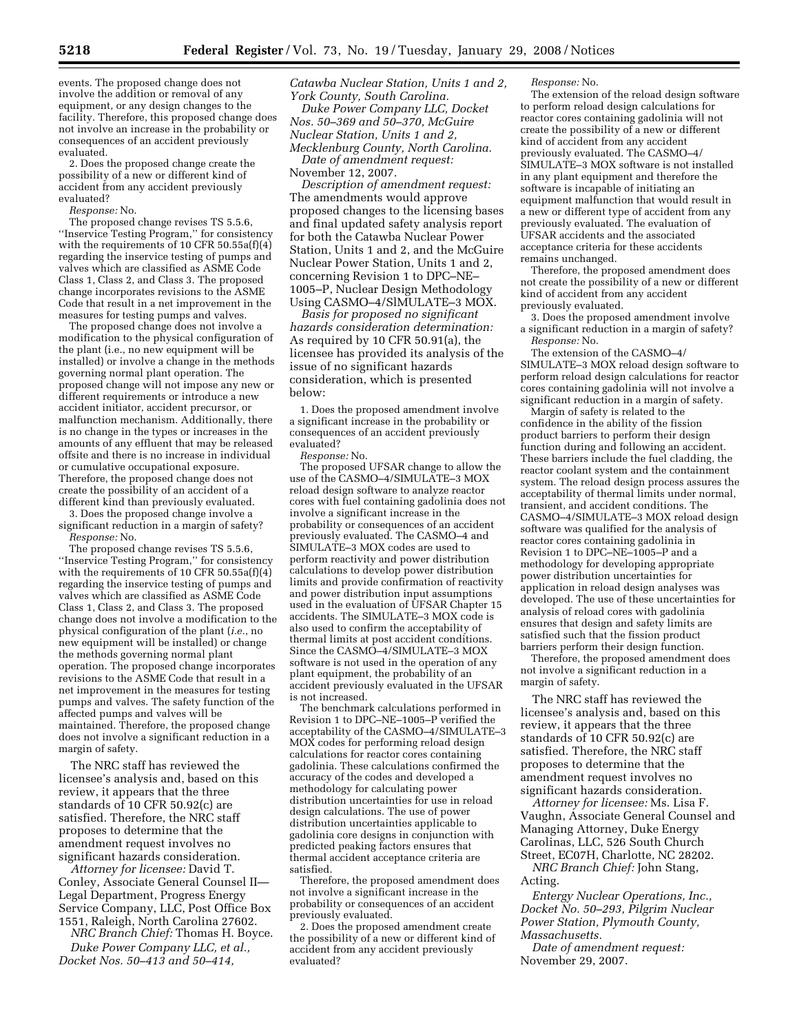events. The proposed change does not involve the addition or removal of any equipment, or any design changes to the facility. Therefore, this proposed change does not involve an increase in the probability or consequences of an accident previously evaluated.

2. Does the proposed change create the possibility of a new or different kind of accident from any accident previously evaluated?

*Response:* No.

The proposed change revises TS 5.5.6, ''Inservice Testing Program,'' for consistency with the requirements of 10 CFR 50.55a(f)(4) regarding the inservice testing of pumps and valves which are classified as ASME Code Class 1, Class 2, and Class 3. The proposed change incorporates revisions to the ASME Code that result in a net improvement in the measures for testing pumps and valves.

The proposed change does not involve a modification to the physical configuration of the plant (i.e., no new equipment will be installed) or involve a change in the methods governing normal plant operation. The proposed change will not impose any new or different requirements or introduce a new accident initiator, accident precursor, or malfunction mechanism. Additionally, there is no change in the types or increases in the amounts of any effluent that may be released offsite and there is no increase in individual or cumulative occupational exposure. Therefore, the proposed change does not create the possibility of an accident of a different kind than previously evaluated.

3. Does the proposed change involve a significant reduction in a margin of safety?

*Response:* No.

The proposed change revises TS 5.5.6, ''Inservice Testing Program,'' for consistency with the requirements of 10 CFR 50.55a(f)(4) regarding the inservice testing of pumps and valves which are classified as ASME Code Class 1, Class 2, and Class 3. The proposed change does not involve a modification to the physical configuration of the plant (*i.e.*, no new equipment will be installed) or change the methods governing normal plant operation. The proposed change incorporates revisions to the ASME Code that result in a net improvement in the measures for testing pumps and valves. The safety function of the affected pumps and valves will be maintained. Therefore, the proposed change does not involve a significant reduction in a margin of safety.

The NRC staff has reviewed the licensee's analysis and, based on this review, it appears that the three standards of 10 CFR 50.92(c) are satisfied. Therefore, the NRC staff proposes to determine that the amendment request involves no significant hazards consideration.

*Attorney for licensee:* David T. Conley, Associate General Counsel II—Legal Department, Progress Energy Service Company, LLC, Post Office Box 1551, Raleigh, North Carolina 27602.

*NRC Branch Chief:* Thomas H. Boyce.

*Duke Power Company LLC, et al., Docket Nos. 50–413 and 50–414, Catawba Nuclear Station, Units 1 and 2, York County, South Carolina.*

*Duke Power Company LLC, Docket Nos. 50–369 and 50–370, McGuire Nuclear Station, Units 1 and 2, Mecklenburg County, North Carolina.*

*Date of amendment request:* November 12, 2007.

*Description of amendment request:* The amendments would approve proposed changes to the licensing bases and final updated safety analysis report for both the Catawba Nuclear Power Station, Units 1 and 2, and the McGuire Nuclear Power Station, Units 1 and 2, concerning Revision 1 to DPC–NE–1005–P, Nuclear Design Methodology Using CASMO–4/SIMULATE–3 MOX.

*Basis for proposed no significant hazards consideration determination:* As required by 10 CFR 50.91(a), the licensee has provided its analysis of the issue of no significant hazards consideration, which is presented below:

1. Does the proposed amendment involve a significant increase in the probability or consequences of an accident previously evaluated?

*Response:* No.

The proposed UFSAR change to allow the use of the CASMO–4/SIMULATE–3 MOX reload design software to analyze reactor cores with fuel containing gadolinia does not involve a significant increase in the probability or consequences of an accident previously evaluated. The CASMO–4 and SIMULATE–3 MOX codes are used to perform reactivity and power distribution calculations to develop power distribution limits and provide confirmation of reactivity and power distribution input assumptions used in the evaluation of UFSAR Chapter 15 accidents. The SIMULATE–3 MOX code is also used to confirm the acceptability of thermal limits at post accident conditions. Since the CASMO–4/SIMULATE–3 MOX software is not used in the operation of any plant equipment, the probability of an accident previously evaluated in the UFSAR is not increased.

The benchmark calculations performed in Revision 1 to DPC–NE–1005–P verified the acceptability of the CASMO–4/SIMULATE–3 MOX codes for performing reload design calculations for reactor cores containing gadolinia. These calculations confirmed the accuracy of the codes and developed a methodology for calculating power distribution uncertainties for use in reload design calculations. The use of power distribution uncertainties applicable to gadolinia core designs in conjunction with predicted peaking factors ensures that thermal accident acceptance criteria are satisfied.

Therefore, the proposed amendment does not involve a significant increase in the probability or consequences of an accident previously evaluated.

2. Does the proposed amendment create the possibility of a new or different kind of accident from any accident previously evaluated?

*Response:* No.

The extension of the reload design software to perform reload design calculations for reactor cores containing gadolinia will not create the possibility of a new or different kind of accident from any accident previously evaluated. The CASMO–4/SIMULATE–3 MOX software is not installed in any plant equipment and therefore the software is incapable of initiating an equipment malfunction that would result in a new or different type of accident from any previously evaluated. The evaluation of UFSAR accidents and the associated acceptance criteria for these accidents remains unchanged.

Therefore, the proposed amendment does not create the possibility of a new or different kind of accident from any accident previously evaluated.

3. Does the proposed amendment involve a significant reduction in a margin of safety?

*Response:* No.

The extension of the CASMO–4/SIMULATE–3 MOX reload design software to perform reload design calculations for reactor cores containing gadolinia will not involve a significant reduction in a margin of safety.

Margin of safety is related to the confidence in the ability of the fission product barriers to perform their design function during and following an accident. These barriers include the fuel cladding, the reactor coolant system and the containment system. The reload design process assures the acceptability of thermal limits under normal, transient, and accident conditions. The CASMO–4/SIMULATE–3 MOX reload design software was qualified for the analysis of reactor cores containing gadolinia in Revision 1 to DPC–NE–1005–P and a methodology for developing appropriate power distribution uncertainties for application in reload design analyses was developed. The use of these uncertainties for analysis of reload cores with gadolinia ensures that design and safety limits are satisfied such that the fission product barriers perform their design function.

Therefore, the proposed amendment does not involve a significant reduction in a margin of safety.

The NRC staff has reviewed the licensee's analysis and, based on this review, it appears that the three standards of 10 CFR 50.92(c) are satisfied. Therefore, the NRC staff proposes to determine that the amendment request involves no significant hazards consideration.

*Attorney for licensee:* Ms. Lisa F. Vaughn, Associate General Counsel and Managing Attorney, Duke Energy Carolinas, LLC, 526 South Church Street, EC07H, Charlotte, NC 28202.

*NRC Branch Chief:* John Stang, Acting.

*Entergy Nuclear Operations, Inc., Docket No. 50–293, Pilgrim Nuclear Power Station, Plymouth County, Massachusetts.*

*Date of amendment request:* November 29, 2007.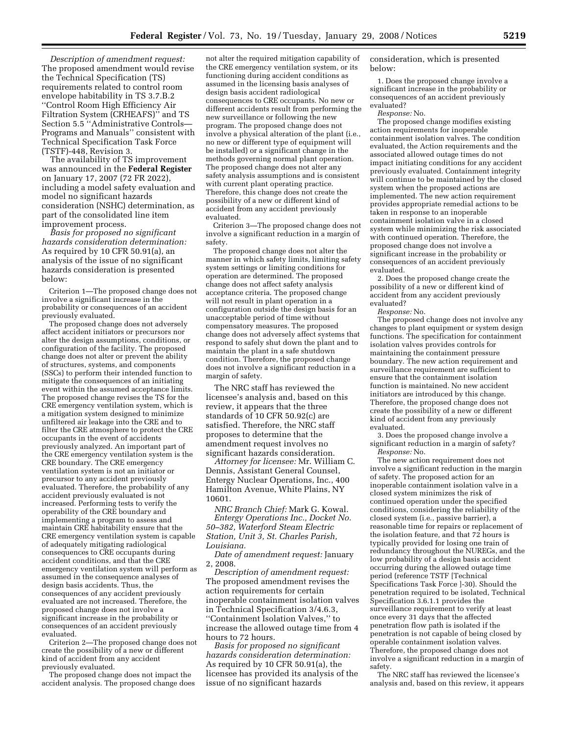*Description of amendment request:* The proposed amendment would revise the Technical Specification (TS) requirements related to control room envelope habitability in TS 3.7.B.2 ''Control Room High Efficiency Air Filtration System (CRHEAFS)'' and TS Section 5.5 ''Administrative Controls—Programs and Manuals'' consistent with Technical Specification Task Force (TSTF)-448, Revision 3.

The availability of TS improvement was announced in the **Federal Register** on January 17, 2007 (72 FR 2022), including a model safety evaluation and model no significant hazards consideration (NSHC) determination, as part of the consolidated line item improvement process.

*Basis for proposed no significant hazards consideration determination:* As required by 10 CFR 50.91(a), an analysis of the issue of no significant hazards consideration is presented below:

Criterion 1—The proposed change does not involve a significant increase in the probability or consequences of an accident previously evaluated.

The proposed change does not adversely affect accident initiators or precursors nor alter the design assumptions, conditions, or configuration of the facility. The proposed change does not alter or prevent the ability of structures, systems, and components (SSCs) to perform their intended function to mitigate the consequences of an initiating event within the assumed acceptance limits. The proposed change revises the TS for the CRE emergency ventilation system, which is a mitigation system designed to minimize unfiltered air leakage into the CRE and to filter the CRE atmosphere to protect the CRE occupants in the event of accidents previously analyzed. An important part of the CRE emergency ventilation system is the CRE boundary. The CRE emergency ventilation system is not an initiator or precursor to any accident previously evaluated. Therefore, the probability of any accident previously evaluated is not increased. Performing tests to verify the operability of the CRE boundary and implementing a program to assess and maintain CRE habitability ensure that the CRE emergency ventilation system is capable of adequately mitigating radiological consequences to CRE occupants during accident conditions, and that the CRE emergency ventilation system will perform as assumed in the consequence analyses of design basis accidents. Thus, the consequences of any accident previously evaluated are not increased. Therefore, the proposed change does not involve a significant increase in the probability or consequences of an accident previously evaluated.

Criterion 2—The proposed change does not create the possibility of a new or different kind of accident from any accident previously evaluated.

The proposed change does not impact the accident analysis. The proposed change does not alter the required mitigation capability of the CRE emergency ventilation system, or its functioning during accident conditions as assumed in the licensing basis analyses of design basis accident radiological consequences to CRE occupants. No new or different accidents result from performing the new surveillance or following the new program. The proposed change does not involve a physical alteration of the plant (i.e., no new or different type of equipment will be installed) or a significant change in the methods governing normal plant operation. The proposed change does not alter any safety analysis assumptions and is consistent with current plant operating practice. Therefore, this change does not create the possibility of a new or different kind of accident from any accident previously evaluated.

Criterion 3—The proposed change does not involve a significant reduction in a margin of safety.

The proposed change does not alter the manner in which safety limits, limiting safety system settings or limiting conditions for operation are determined. The proposed change does not affect safety analysis acceptance criteria. The proposed change will not result in plant operation in a configuration outside the design basis for an unacceptable period of time without compensatory measures. The proposed change does not adversely affect systems that respond to safely shut down the plant and to maintain the plant in a safe shutdown condition. Therefore, the proposed change does not involve a significant reduction in a margin of safety.

The NRC staff has reviewed the licensee's analysis and, based on this review, it appears that the three standards of 10 CFR 50.92(c) are satisfied. Therefore, the NRC staff proposes to determine that the amendment request involves no significant hazards consideration.

*Attorney for licensee:* Mr. William C. Dennis, Assistant General Counsel, Entergy Nuclear Operations, Inc., 400 Hamilton Avenue, White Plains, NY 10601.

*NRC Branch Chief:* Mark G. Kowal.

*Entergy Operations Inc., Docket No. 50–382, Waterford Steam Electric Station, Unit 3, St. Charles Parish, Louisiana.*

*Date of amendment request:* January 2, 2008.

*Description of amendment request:* The proposed amendment revises the action requirements for certain inoperable containment isolation valves in Technical Specification 3/4.6.3, ''Containment Isolation Valves,'' to increase the allowed outage time from 4 hours to 72 hours.

*Basis for proposed no significant hazards consideration determination:* As required by 10 CFR 50.91(a), the licensee has provided its analysis of the issue of no significant hazards consideration, which is presented below:

1. Does the proposed change involve a significant increase in the probability or consequences of an accident previously evaluated?

*Response:* No.

The proposed change modifies existing action requirements for inoperable containment isolation valves. The condition evaluated, the Action requirements and the associated allowed outage times do not impact initiating conditions for any accident previously evaluated. Containment integrity will continue to be maintained by the closed system when the proposed actions are implemented. The new action requirement provides appropriate remedial actions to be taken in response to an inoperable containment isolation valve in a closed system while minimizing the risk associated with continued operation. Therefore, the proposed change does not involve a significant increase in the probability or consequences of an accident previously evaluated.

2. Does the proposed change create the possibility of a new or different kind of accident from any accident previously evaluated?

*Response:* No.

The proposed change does not involve any changes to plant equipment or system design functions. The specification for containment isolation valves provides controls for maintaining the containment pressure boundary. The new action requirement and surveillance requirement are sufficient to ensure that the containment isolation function is maintained. No new accident initiators are introduced by this change. Therefore, the proposed change does not create the possibility of a new or different kind of accident from any previously evaluated.

3. Does the proposed change involve a significant reduction in a margin of safety?

*Response:* No.

The new action requirement does not involve a significant reduction in the margin of safety. The proposed action for an inoperable containment isolation valve in a closed system minimizes the risk of continued operation under the specified conditions, considering the reliability of the closed system (i.e., passive barrier), a reasonable time for repairs or replacement of the isolation feature, and that 72 hours is typically provided for losing one train of redundancy throughout the NUREGs, and the low probability of a design basis accident occurring during the allowed outage time period (reference TSTF [Technical Specifications Task Force ]-30). Should the penetration required to be isolated, Technical Specification 3.6.1.1 provides the surveillance requirement to verify at least once every 31 days that the affected penetration flow path is isolated if the penetration is not capable of being closed by operable containment isolation valves. Therefore, the proposed change does not involve a significant reduction in a margin of safety.

The NRC staff has reviewed the licensee's analysis and, based on this review, it appears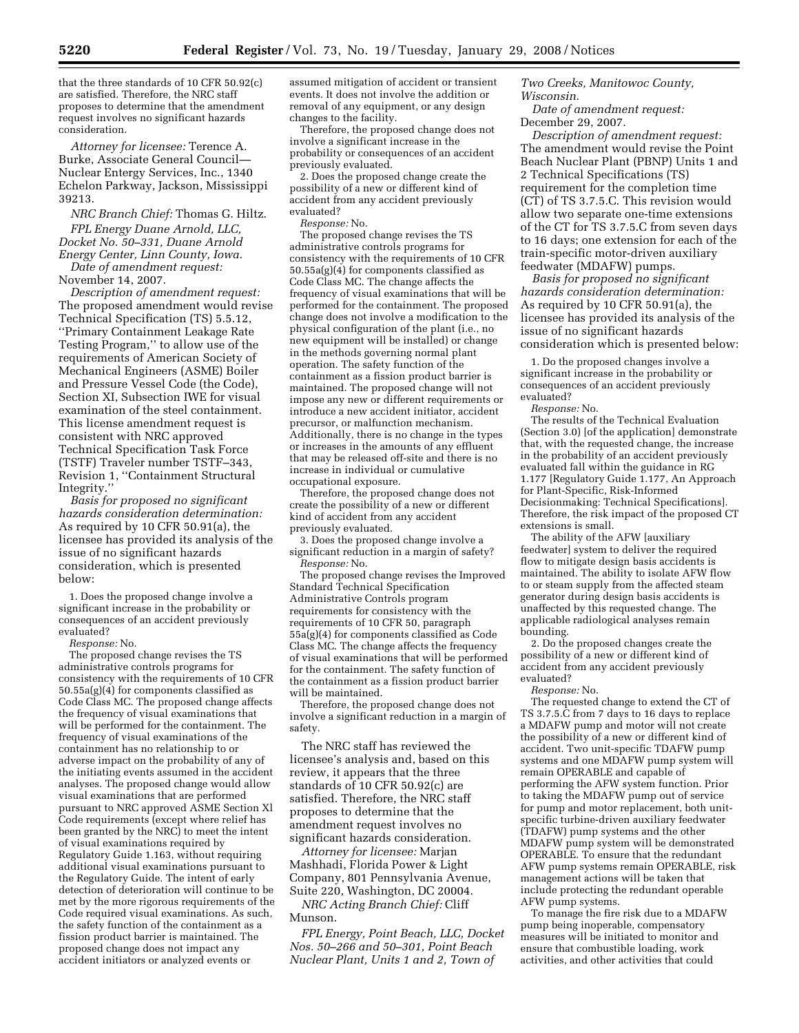that the three standards of 10 CFR 50.92(c) are satisfied. Therefore, the NRC staff proposes to determine that the amendment request involves no significant hazards consideration.

*Attorney for licensee:* Terence A. Burke, Associate General Council—Nuclear Entergy Services, Inc., 1340 Echelon Parkway, Jackson, Mississippi 39213.

*NRC Branch Chief:* Thomas G. Hiltz.

*FPL Energy Duane Arnold, LLC, Docket No. 50–331, Duane Arnold Energy Center, Linn County, Iowa.*

*Date of amendment request:* November 14, 2007.

*Description of amendment request:* The proposed amendment would revise Technical Specification (TS) 5.5.12, ''Primary Containment Leakage Rate Testing Program,'' to allow use of the requirements of American Society of Mechanical Engineers (ASME) Boiler and Pressure Vessel Code (the Code), Section XI, Subsection IWE for visual examination of the steel containment. This license amendment request is consistent with NRC approved Technical Specification Task Force (TSTF) Traveler number TSTF–343, Revision 1, ''Containment Structural Integrity.''

*Basis for proposed no significant hazards consideration determination:* As required by 10 CFR 50.91(a), the licensee has provided its analysis of the issue of no significant hazards consideration, which is presented below:

1. Does the proposed change involve a significant increase in the probability or consequences of an accident previously evaluated?

*Response:* No.

The proposed change revises the TS administrative controls programs for consistency with the requirements of 10 CFR 50.55a(g)(4) for components classified as Code Class MC. The proposed change affects the frequency of visual examinations that will be performed for the containment. The frequency of visual examinations of the containment has no relationship to or adverse impact on the probability of any of the initiating events assumed in the accident analyses. The proposed change would allow visual examinations that are performed pursuant to NRC approved ASME Section XI Code requirements (except where relief has been granted by the NRC) to meet the intent of visual examinations required by Regulatory Guide 1.163, without requiring additional visual examinations pursuant to the Regulatory Guide. The intent of early detection of deterioration will continue to be met by the more rigorous requirements of the Code required visual examinations. As such, the safety function of the containment as a fission product barrier is maintained. The proposed change does not impact any accident initiators or analyzed events or assumed mitigation of accident or transient events. It does not involve the addition or removal of any equipment, or any design changes to the facility.

Therefore, the proposed change does not involve a significant increase in the probability or consequences of an accident previously evaluated.

2. Does the proposed change create the possibility of a new or different kind of accident from any accident previously evaluated?

*Response:* No.

The proposed change revises the TS administrative controls programs for consistency with the requirements of 10 CFR 50.55a(g)(4) for components classified as Code Class MC. The change affects the frequency of visual examinations that will be performed for the containment. The proposed change does not involve a modification to the physical configuration of the plant (i.e., no new equipment will be installed) or change in the methods governing normal plant operation. The safety function of the containment as a fission product barrier is maintained. The proposed change will not impose any new or different requirements or introduce a new accident initiator, accident precursor, or malfunction mechanism. Additionally, there is no change in the types or increases in the amounts of any effluent that may be released off-site and there is no increase in individual or cumulative occupational exposure.

Therefore, the proposed change does not create the possibility of a new or different kind of accident from any accident previously evaluated.

3. Does the proposed change involve a significant reduction in a margin of safety?

*Response:* No.

The proposed change revises the Improved Standard Technical Specification Administrative Controls program requirements for consistency with the requirements of 10 CFR 50, paragraph 55a(g)(4) for components classified as Code Class MC. The change affects the frequency of visual examinations that will be performed for the containment. The safety function of the containment as a fission product barrier will be maintained.

Therefore, the proposed change does not involve a significant reduction in a margin of safety.

The NRC staff has reviewed the licensee's analysis and, based on this review, it appears that the three standards of 10 CFR 50.92(c) are satisfied. Therefore, the NRC staff proposes to determine that the amendment request involves no significant hazards consideration.

*Attorney for licensee:* Marjan Mashhadi, Florida Power & Light Company, 801 Pennsylvania Avenue, Suite 220, Washington, DC 20004.

*NRC Acting Branch Chief:* Cliff Munson.

*FPL Energy, Point Beach, LLC, Docket Nos. 50–266 and 50–301, Point Beach Nuclear Plant, Units 1 and 2, Town of Two Creeks, Manitowoc County, Wisconsin.*

*Date of amendment request:* December 29, 2007.

*Description of amendment request:* The amendment would revise the Point Beach Nuclear Plant (PBNP) Units 1 and 2 Technical Specifications (TS) requirement for the completion time (CT) of TS 3.7.5.C. This revision would allow two separate one-time extensions of the CT for TS 3.7.5.C from seven days to 16 days; one extension for each of the train-specific motor-driven auxiliary feedwater (MDAFW) pumps.

*Basis for proposed no significant hazards consideration determination:* As required by 10 CFR 50.91(a), the licensee has provided its analysis of the issue of no significant hazards consideration which is presented below:

1. Do the proposed changes involve a significant increase in the probability or consequences of an accident previously evaluated?

*Response:* No.

The results of the Technical Evaluation (Section 3.0) [of the application] demonstrate that, with the requested change, the increase in the probability of an accident previously evaluated fall within the guidance in RG 1.177 [Regulatory Guide 1.177, An Approach for Plant-Specific, Risk-Informed Decisionmaking: Technical Specifications]. Therefore, the risk impact of the proposed CT extensions is small.

The ability of the AFW [auxiliary feedwater] system to deliver the required flow to mitigate design basis accidents is maintained. The ability to isolate AFW flow to or steam supply from the affected steam generator during design basis accidents is unaffected by this requested change. The applicable radiological analyses remain bounding.

2. Do the proposed changes create the possibility of a new or different kind of accident from any accident previously evaluated?

*Response:* No.

The requested change to extend the CT of TS 3.7.5.C from 7 days to 16 days to replace a MDAFW pump and motor will not create the possibility of a new or different kind of accident. Two unit-specific TDAFW pump systems and one MDAFW pump system will remain OPERABLE and capable of performing the AFW system function. Prior to taking the MDAFW pump out of service for pump and motor replacement, both unit-specific turbine-driven auxiliary feedwater (TDAFW) pump systems and the other MDAFW pump system will be demonstrated OPERABLE. To ensure that the redundant AFW pump systems remain OPERABLE, risk management actions will be taken that include protecting the redundant operable AFW pump systems.

To manage the fire risk due to a MDAFW pump being inoperable, compensatory measures will be initiated to monitor and ensure that combustible loading, work activities, and other activities that could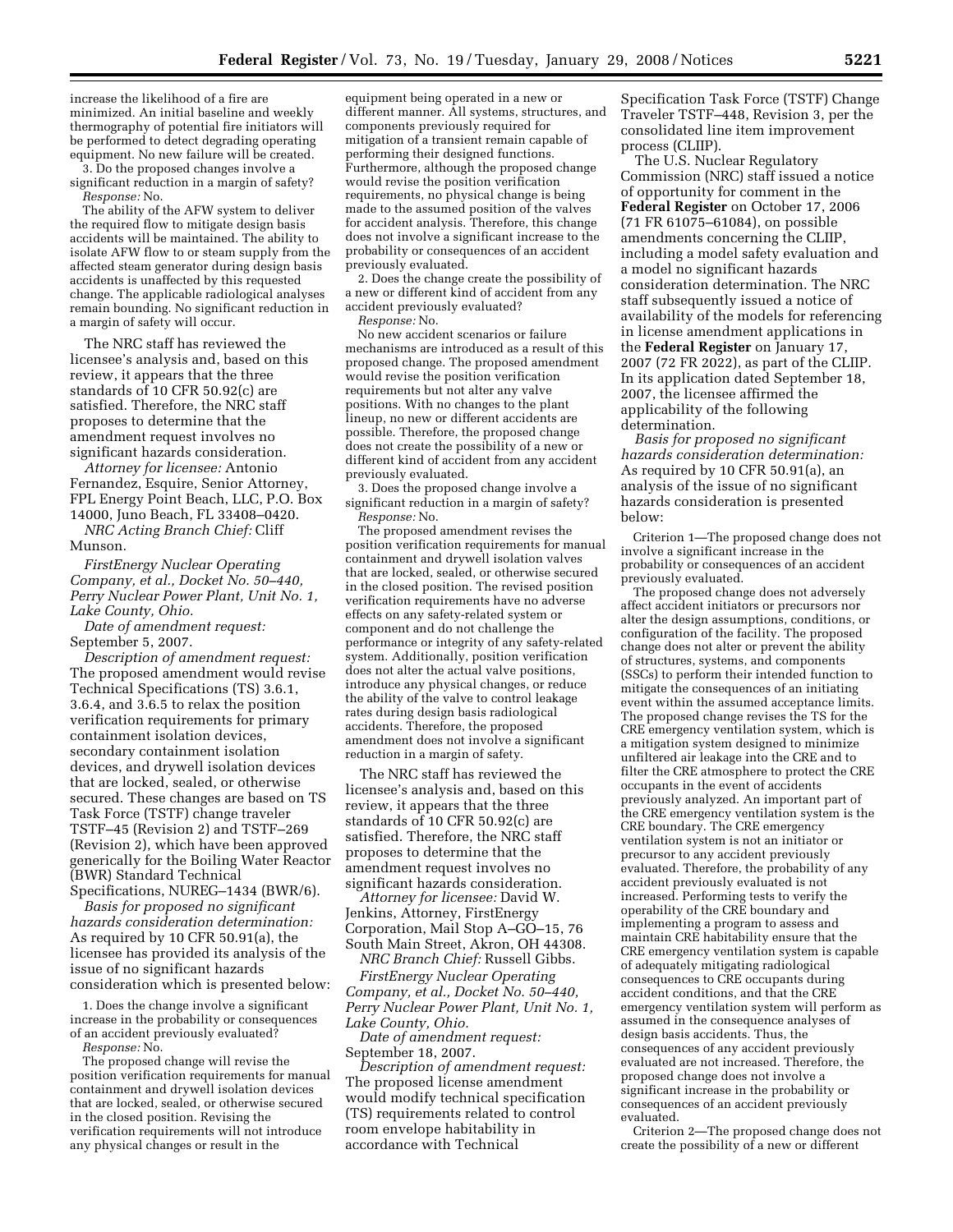increase the likelihood of a fire are minimized. An initial baseline and weekly thermography of potential fire initiators will be performed to detect degrading operating equipment. No new failure will be created.

3. Do the proposed changes involve a significant reduction in a margin of safety?

*Response:* No.

The ability of the AFW system to deliver the required flow to mitigate design basis accidents will be maintained. The ability to isolate AFW flow to or steam supply from the affected steam generator during design basis accidents is unaffected by this requested change. The applicable radiological analyses remain bounding. No significant reduction in a margin of safety will occur.

The NRC staff has reviewed the licensee's analysis and, based on this review, it appears that the three standards of 10 CFR 50.92(c) are satisfied. Therefore, the NRC staff proposes to determine that the amendment request involves no significant hazards consideration.

*Attorney for licensee:* Antonio Fernandez, Esquire, Senior Attorney, FPL Energy Point Beach, LLC, P.O. Box 14000, Juno Beach, FL 33408–0420.

*NRC Acting Branch Chief:* Cliff Munson.

*FirstEnergy Nuclear Operating Company, et al., Docket No. 50–440, Perry Nuclear Power Plant, Unit No. 1, Lake County, Ohio.*

*Date of amendment request:* September 5, 2007.

*Description of amendment request:* The proposed amendment would revise Technical Specifications (TS) 3.6.1, 3.6.4, and 3.6.5 to relax the position verification requirements for primary containment isolation devices, secondary containment isolation devices, and drywell isolation devices that are locked, sealed, or otherwise secured. These changes are based on TS Task Force (TSTF) change traveler TSTF–45 (Revision 2) and TSTF–269 (Revision 2), which have been approved generically for the Boiling Water Reactor (BWR) Standard Technical Specifications, NUREG–1434 (BWR/6).

*Basis for proposed no significant hazards consideration determination:* As required by 10 CFR 50.91(a), the licensee has provided its analysis of the issue of no significant hazards consideration which is presented below:

1. Does the change involve a significant increase in the probability or consequences of an accident previously evaluated?

*Response:* No.

The proposed change will revise the position verification requirements for manual containment and drywell isolation devices that are locked, sealed, or otherwise secured in the closed position. Revising the verification requirements will not introduce any physical changes or result in the equipment being operated in a new or different manner. All systems, structures, and components previously required for mitigation of a transient remain capable of performing their designed functions. Furthermore, although the proposed change would revise the position verification requirements, no physical change is being made to the assumed position of the valves for accident analysis. Therefore, this change does not involve a significant increase to the probability or consequences of an accident previously evaluated.

2. Does the change create the possibility of a new or different kind of accident from any accident previously evaluated?

*Response:* No.

No new accident scenarios or failure mechanisms are introduced as a result of this proposed change. The proposed amendment would revise the position verification requirements but not alter any valve positions. With no changes to the plant lineup, no new or different accidents are possible. Therefore, the proposed change does not create the possibility of a new or different kind of accident from any accident previously evaluated.

3. Does the proposed change involve a significant reduction in a margin of safety?

*Response:* No.

The proposed amendment revises the position verification requirements for manual containment and drywell isolation valves that are locked, sealed, or otherwise secured in the closed position. The revised position verification requirements have no adverse effects on any safety-related system or component and do not challenge the performance or integrity of any safety-related system. Additionally, position verification does not alter the actual valve positions, introduce any physical changes, or reduce the ability of the valve to control leakage rates during design basis radiological accidents. Therefore, the proposed amendment does not involve a significant reduction in a margin of safety.

The NRC staff has reviewed the licensee's analysis and, based on this review, it appears that the three standards of 10 CFR 50.92(c) are satisfied. Therefore, the NRC staff proposes to determine that the amendment request involves no significant hazards consideration.

*Attorney for licensee:* David W. Jenkins, Attorney, FirstEnergy Corporation, Mail Stop A–GO–15, 76 South Main Street, Akron, OH 44308.

*NRC Branch Chief:* Russell Gibbs.

*FirstEnergy Nuclear Operating Company, et al., Docket No. 50–440, Perry Nuclear Power Plant, Unit No. 1, Lake County, Ohio.*

*Date of amendment request:* September 18, 2007.

*Description of amendment request:* The proposed license amendment would modify technical specification (TS) requirements related to control room envelope habitability in accordance with Technical Specification Task Force (TSTF) Change Traveler TSTF–448, Revision 3, per the consolidated line item improvement process (CLIIP).

The U.S. Nuclear Regulatory Commission (NRC) staff issued a notice of opportunity for comment in the **Federal Register** on October 17, 2006 (71 FR 61075–61084), on possible amendments concerning the CLIIP, including a model safety evaluation and a model no significant hazards consideration determination. The NRC staff subsequently issued a notice of availability of the models for referencing in license amendment applications in the **Federal Register** on January 17, 2007 (72 FR 2022), as part of the CLIIP. In its application dated September 18, 2007, the licensee affirmed the applicability of the following determination.

*Basis for proposed no significant hazards consideration determination:* As required by 10 CFR 50.91(a), an analysis of the issue of no significant hazards consideration is presented below:

Criterion 1—The proposed change does not involve a significant increase in the probability or consequences of an accident previously evaluated.

The proposed change does not adversely affect accident initiators or precursors nor alter the design assumptions, conditions, or configuration of the facility. The proposed change does not alter or prevent the ability of structures, systems, and components (SSCs) to perform their intended function to mitigate the consequences of an initiating event within the assumed acceptance limits. The proposed change revises the TS for the CRE emergency ventilation system, which is a mitigation system designed to minimize unfiltered air leakage into the CRE and to filter the CRE atmosphere to protect the CRE occupants in the event of accidents previously analyzed. An important part of the CRE emergency ventilation system is the CRE boundary. The CRE emergency ventilation system is not an initiator or precursor to any accident previously evaluated. Therefore, the probability of any accident previously evaluated is not increased. Performing tests to verify the operability of the CRE boundary and implementing a program to assess and maintain CRE habitability ensure that the CRE emergency ventilation system is capable of adequately mitigating radiological consequences to CRE occupants during accident conditions, and that the CRE emergency ventilation system will perform as assumed in the consequence analyses of design basis accidents. Thus, the consequences of any accident previously evaluated are not increased. Therefore, the proposed change does not involve a significant increase in the probability or consequences of an accident previously evaluated.

Criterion 2—The proposed change does not create the possibility of a new or different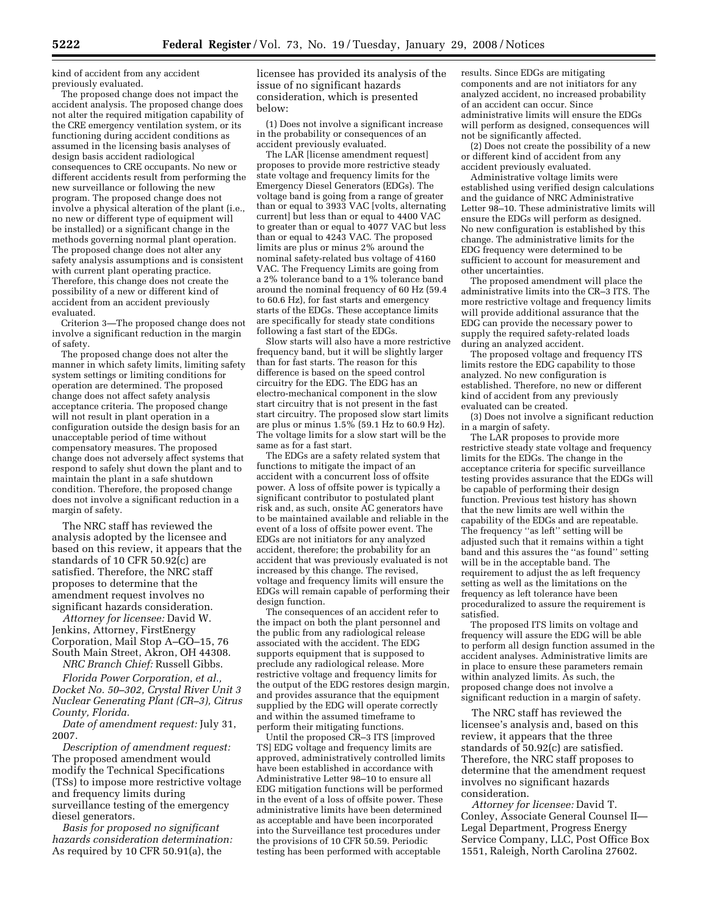kind of accident from any accident previously evaluated.

The proposed change does not impact the accident analysis. The proposed change does not alter the required mitigation capability of the CRE emergency ventilation system, or its functioning during accident conditions as assumed in the licensing basis analyses of design basis accident radiological consequences to CRE occupants. No new or different accidents result from performing the new surveillance or following the new program. The proposed change does not involve a physical alteration of the plant (i.e., no new or different type of equipment will be installed) or a significant change in the methods governing normal plant operation. The proposed change does not alter any safety analysis assumptions and is consistent with current plant operating practice. Therefore, this change does not create the possibility of a new or different kind of accident from an accident previously evaluated.

Criterion 3—The proposed change does not involve a significant reduction in the margin of safety.

The proposed change does not alter the manner in which safety limits, limiting safety system settings or limiting conditions for operation are determined. The proposed change does not affect safety analysis acceptance criteria. The proposed change will not result in plant operation in a configuration outside the design basis for an unacceptable period of time without compensatory measures. The proposed change does not adversely affect systems that respond to safely shut down the plant and to maintain the plant in a safe shutdown condition. Therefore, the proposed change does not involve a significant reduction in a margin of safety.

The NRC staff has reviewed the analysis adopted by the licensee and based on this review, it appears that the standards of 10 CFR 50.92(c) are satisfied. Therefore, the NRC staff proposes to determine that the amendment request involves no significant hazards consideration.

*Attorney for licensee:* David W. Jenkins, Attorney, FirstEnergy Corporation, Mail Stop A–GO–15, 76 South Main Street, Akron, OH 44308.

*NRC Branch Chief:* Russell Gibbs.

*Florida Power Corporation, et al., Docket No. 50–302, Crystal River Unit 3 Nuclear Generating Plant (CR–3), Citrus County, Florida.*

*Date of amendment request:* July 31, 2007.

*Description of amendment request:* The proposed amendment would modify the Technical Specifications (TSs) to impose more restrictive voltage and frequency limits during surveillance testing of the emergency diesel generators.

*Basis for proposed no significant hazards consideration determination:* As required by 10 CFR 50.91(a), the licensee has provided its analysis of the issue of no significant hazards consideration, which is presented below:

(1) Does not involve a significant increase in the probability or consequences of an accident previously evaluated.

The LAR [license amendment request] proposes to provide more restrictive steady state voltage and frequency limits for the Emergency Diesel Generators (EDGs). The voltage band is going from a range of greater than or equal to 3933 VAC [volts, alternating current] but less than or equal to 4400 VAC to greater than or equal to 4077 VAC but less than or equal to 4243 VAC. The proposed limits are plus or minus 2% around the nominal safety-related bus voltage of 4160 VAC. The Frequency Limits are going from a 2% tolerance band to a 1% tolerance band around the nominal frequency of 60 Hz (59.4 to 60.6 Hz), for fast starts and emergency starts of the EDGs. These acceptance limits are specifically for steady state conditions following a fast start of the EDGs.

Slow starts will also have a more restrictive frequency band, but it will be slightly larger than for fast starts. The reason for this difference is based on the speed control circuitry for the EDG. The EDG has an electro-mechanical component in the slow start circuitry that is not present in the fast start circuitry. The proposed slow start limits are plus or minus 1.5% (59.1 Hz to 60.9 Hz). The voltage limits for a slow start will be the same as for a fast start.

The EDGs are a safety related system that functions to mitigate the impact of an accident with a concurrent loss of offsite power. A loss of offsite power is typically a significant contributor to postulated plant risk and, as such, onsite AC generators have to be maintained available and reliable in the event of a loss of offsite power event. The EDGs are not initiators for any analyzed accident, therefore; the probability for an accident that was previously evaluated is not increased by this change. The revised, voltage and frequency limits will ensure the EDGs will remain capable of performing their design function.

The consequences of an accident refer to the impact on both the plant personnel and the public from any radiological release associated with the accident. The EDG supports equipment that is supposed to preclude any radiological release. More restrictive voltage and frequency limits for the output of the EDG restores design margin, and provides assurance that the equipment supplied by the EDG will operate correctly and within the assumed timeframe to perform their mitigating functions.

Until the proposed CR–3 ITS [improved TS] EDG voltage and frequency limits are approved, administratively controlled limits have been established in accordance with Administrative Letter 98–10 to ensure all EDG mitigation functions will be performed in the event of a loss of offsite power. These administrative limits have been determined as acceptable and have been incorporated into the Surveillance test procedures under the provisions of 10 CFR 50.59. Periodic testing has been performed with acceptable results. Since EDGs are mitigating components and are not initiators for any analyzed accident, no increased probability of an accident can occur. Since administrative limits will ensure the EDGs will perform as designed, consequences will not be significantly affected.

(2) Does not create the possibility of a new or different kind of accident from any accident previously evaluated.

Administrative voltage limits were established using verified design calculations and the guidance of NRC Administrative Letter 98–10. These administrative limits will ensure the EDGs will perform as designed. No new configuration is established by this change. The administrative limits for the EDG frequency were determined to be sufficient to account for measurement and other uncertainties.

The proposed amendment will place the administrative limits into the CR–3 ITS. The more restrictive voltage and frequency limits will provide additional assurance that the EDG can provide the necessary power to supply the required safety-related loads during an analyzed accident.

The proposed voltage and frequency ITS limits restore the EDG capability to those analyzed. No new configuration is established. Therefore, no new or different kind of accident from any previously evaluated can be created.

(3) Does not involve a significant reduction in a margin of safety.

The LAR proposes to provide more restrictive steady state voltage and frequency limits for the EDGs. The change in the acceptance criteria for specific surveillance testing provides assurance that the EDGs will be capable of performing their design function. Previous test history has shown that the new limits are well within the capability of the EDGs and are repeatable. The frequency ''as left'' setting will be adjusted such that it remains within a tight band and this assures the ''as found'' setting will be in the acceptable band. The requirement to adjust the as left frequency setting as well as the limitations on the frequency as left tolerance have been proceduralized to assure the requirement is satisfied.

The proposed ITS limits on voltage and frequency will assure the EDG will be able to perform all design function assumed in the accident analyses. Administrative limits are in place to ensure these parameters remain within analyzed limits. As such, the proposed change does not involve a significant reduction in a margin of safety.

The NRC staff has reviewed the licensee's analysis and, based on this review, it appears that the three standards of 50.92(c) are satisfied. Therefore, the NRC staff proposes to determine that the amendment request involves no significant hazards consideration.

*Attorney for licensee:* David T. Conley, Associate General Counsel II—Legal Department, Progress Energy Service Company, LLC, Post Office Box 1551, Raleigh, North Carolina 27602.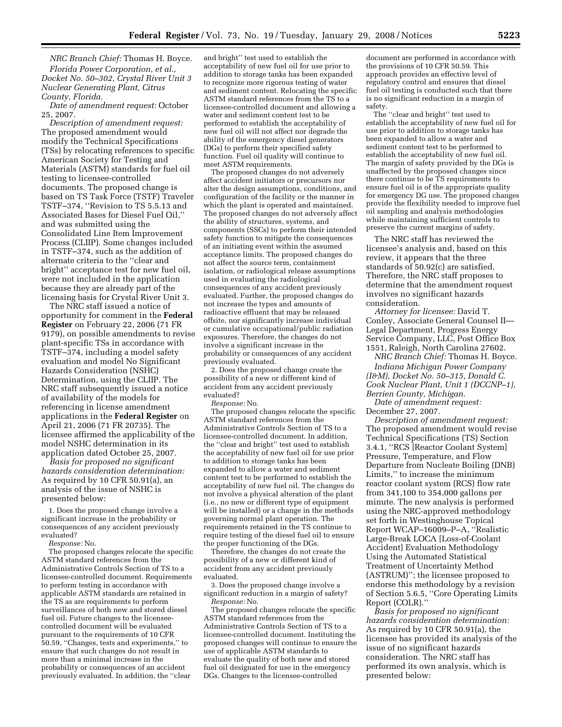*NRC Branch Chief:* Thomas H. Boyce.

*Florida Power Corporation, et al., Docket No. 50–302, Crystal River Unit 3 Nuclear Generating Plant, Citrus County, Florida.*

*Date of amendment request:* October 25, 2007.

*Description of amendment request:* The proposed amendment would modify the Technical Specifications (TSs) by relocating references to specific American Society for Testing and Materials (ASTM) standards for fuel oil testing to licensee-controlled documents. The proposed change is based on TS Task Force (TSTF) Traveler TSTF–374, ''Revision to TS 5.5.13 and Associated Bases for Diesel Fuel Oil,'' and was submitted using the Consolidated Line Item Improvement Process (CLIIP). Some changes included in TSTF–374, such as the addition of alternate criteria to the ''clear and bright'' acceptance test for new fuel oil, were not included in the application because they are already part of the licensing basis for Crystal River Unit 3.

The NRC staff issued a notice of opportunity for comment in the **Federal Register** on February 22, 2006 (71 FR 9179), on possible amendments to revise plant-specific TSs in accordance with TSTF–374, including a model safety evaluation and model No Significant Hazards Consideration (NSHC) Determination, using the CLIIP. The NRC staff subsequently issued a notice of availability of the models for referencing in license amendment applications in the **Federal Register** on April 21, 2006 (71 FR 20735). The licensee affirmed the applicability of the model NSHC determination in its application dated October 25, 2007.

*Basis for proposed no significant hazards consideration determination:* As required by 10 CFR 50.91(a), an analysis of the issue of NSHC is presented below:

1. Does the proposed change involve a significant increase in the probability or consequences of any accident previously evaluated?

*Response:* No.

The proposed changes relocate the specific ASTM standard references from the Administrative Controls Section of TS to a licensee-controlled document. Requirements to perform testing in accordance with applicable ASTM standards are retained in the TS as are requirements to perform surveillances of both new and stored diesel fuel oil. Future changes to the licensee-controlled document will be evaluated pursuant to the requirements of 10 CFR 50.59, ''Changes, tests and experiments,'' to ensure that such changes do not result in more than a minimal increase in the probability or consequences of an accident previously evaluated. In addition, the ''clear and bright'' test used to establish the acceptability of new fuel oil for use prior to addition to storage tanks has been expanded to recognize more rigorous testing of water and sediment content. Relocating the specific ASTM standard references from the TS to a licensee-controlled document and allowing a water and sediment content test to be performed to establish the acceptability of new fuel oil will not affect nor degrade the ability of the emergency diesel generators (DGs) to perform their specified safety function. Fuel oil quality will continue to meet ASTM requirements.

The proposed changes do not adversely affect accident initiators or precursors nor alter the design assumptions, conditions, and configuration of the facility or the manner in which the plant is operated and maintained. The proposed changes do not adversely affect the ability of structures, systems, and components (SSCs) to perform their intended safety function to mitigate the consequences of an initiating event within the assumed acceptance limits. The proposed changes do not affect the source term, containment isolation, or radiological release assumptions used in evaluating the radiological consequences of any accident previously evaluated. Further, the proposed changes do not increase the types and amounts of radioactive effluent that may be released offsite, nor significantly increase individual or cumulative occupational/public radiation exposures. Therefore, the changes do not involve a significant increase in the probability or consequences of any accident previously evaluated.

2. Does the proposed change create the possibility of a new or different kind of accident from any accident previously evaluated?

*Response:* No.

The proposed changes relocate the specific ASTM standard references from the Administrative Controls Section of TS to a licensee-controlled document. In addition, the ''clear and bright'' test used to establish the acceptability of new fuel oil for use prior to addition to storage tanks has been expanded to allow a water and sediment content test to be performed to establish the acceptability of new fuel oil. The changes do not involve a physical alteration of the plant (i.e., no new or different type of equipment will be installed) or a change in the methods governing normal plant operation. The requirements retained in the TS continue to require testing of the diesel fuel oil to ensure the proper functioning of the DGs.

Therefore, the changes do not create the possibility of a new or different kind of accident from any accident previously evaluated.

3. Does the proposed change involve a significant reduction in a margin of safety?

*Response:* No.

The proposed changes relocate the specific ASTM standard references from the Administrative Controls Section of TS to a licensee-controlled document. Instituting the proposed changes will continue to ensure the use of applicable ASTM standards to evaluate the quality of both new and stored fuel oil designated for use in the emergency DGs. Changes to the licensee-controlled document are performed in accordance with the provisions of 10 CFR 50.59. This approach provides an effective level of regulatory control and ensures that diesel fuel oil testing is conducted such that there is no significant reduction in a margin of safety.

The ''clear and bright'' test used to establish the acceptability of new fuel oil for use prior to addition to storage tanks has been expanded to allow a water and sediment content test to be performed to establish the acceptability of new fuel oil. The margin of safety provided by the DGs is unaffected by the proposed changes since there continue to be TS requirements to ensure fuel oil is of the appropriate quality for emergency DG use. The proposed changes provide the flexibility needed to improve fuel oil sampling and analysis methodologies while maintaining sufficient controls to preserve the current margins of safety.

The NRC staff has reviewed the licensee's analysis and, based on this review, it appears that the three standards of 50.92(c) are satisfied. Therefore, the NRC staff proposes to determine that the amendment request involves no significant hazards consideration.

*Attorney for licensee:* David T. Conley, Associate General Counsel II—Legal Department, Progress Energy Service Company, LLC, Post Office Box 1551, Raleigh, North Carolina 27602.

*NRC Branch Chief:* Thomas H. Boyce.

*Indiana Michigan Power Company (I&M), Docket No. 50–315, Donald C. Cook Nuclear Plant, Unit 1 (DCCNP–1), Berrien County, Michigan.*

*Date of amendment request:* December 27, 2007.

*Description of amendment request:* The proposed amendment would revise Technical Specifications (TS) Section 3.4.1, ''RCS [Reactor Coolant System] Pressure, Temperature, and Flow Departure from Nucleate Boiling (DNB) Limits,'' to increase the minimum reactor coolant system (RCS) flow rate from 341,100 to 354,000 gallons per minute. The new analysis is performed using the NRC-approved methodology set forth in Westinghouse Topical Report WCAP–16009–P–A, ''Realistic Large-Break LOCA [Loss-of-Coolant Accident] Evaluation Methodology Using the Automated Statistical Treatment of Uncertainty Method (ASTRUM)''; the licensee proposed to endorse this methodology by a revision of Section 5.6.5, ''Core Operating Limits Report (COLR).''

*Basis for proposed no significant hazards consideration determination:* As required by 10 CFR 50.91(a), the licensee has provided its analysis of the issue of no significant hazards consideration. The NRC staff has performed its own analysis, which is presented below: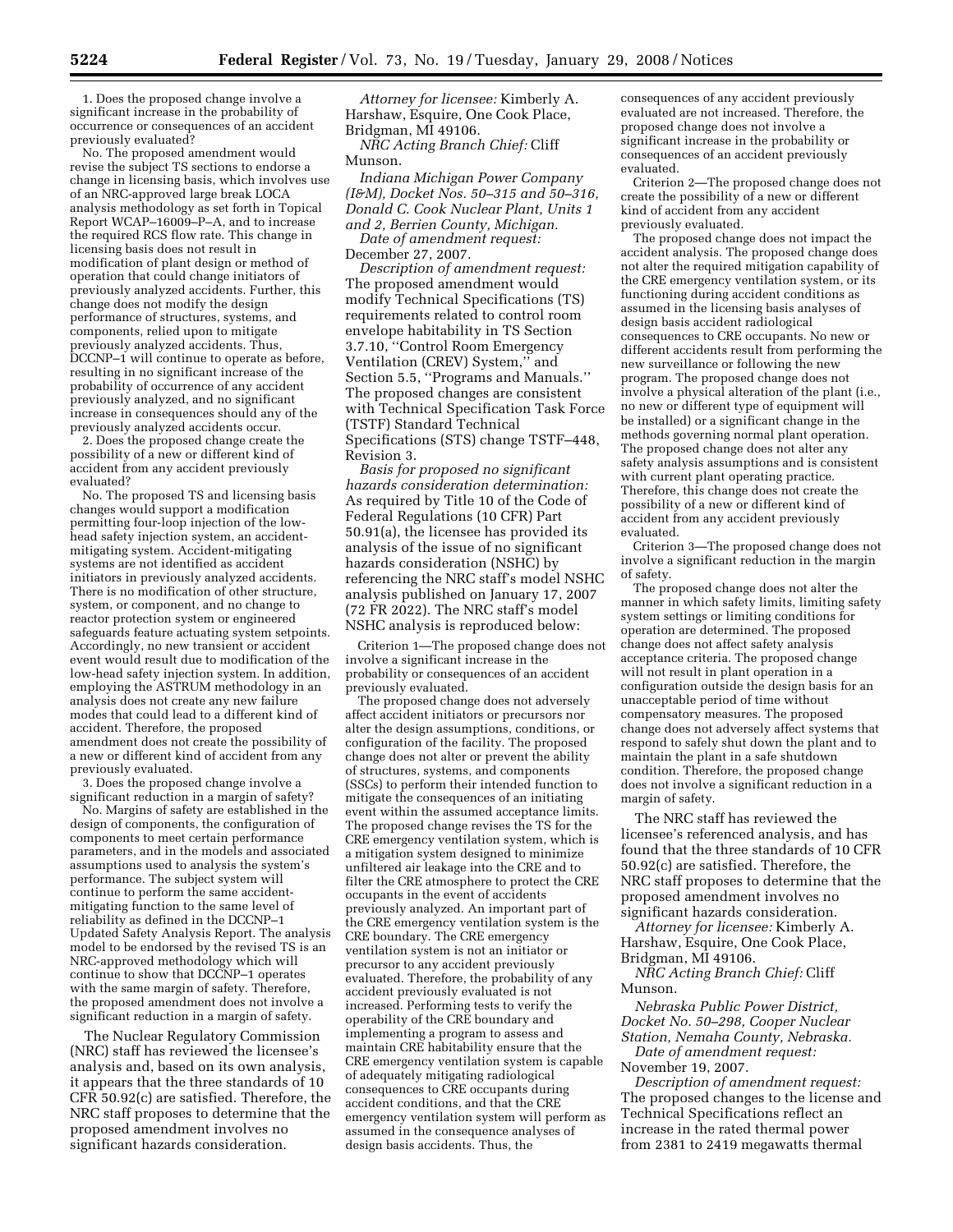1. Does the proposed change involve a significant increase in the probability of occurrence or consequences of an accident previously evaluated?

No. The proposed amendment would revise the subject TS sections to endorse a change in licensing basis, which involves use of an NRC-approved large break LOCA analysis methodology as set forth in Topical Report WCAP–16009–P–A, and to increase the required RCS flow rate. This change in licensing basis does not result in modification of plant design or method of operation that could change initiators of previously analyzed accidents. Further, this change does not modify the design performance of structures, systems, and components, relied upon to mitigate previously analyzed accidents. Thus, DCCNP–1 will continue to operate as before, resulting in no significant increase of the probability of occurrence of any accident previously analyzed, and no significant increase in consequences should any of the previously analyzed accidents occur.

2. Does the proposed change create the possibility of a new or different kind of accident from any accident previously evaluated?

No. The proposed TS and licensing basis changes would support a modification permitting four-loop injection of the low-head safety injection system, an accident-mitigating system. Accident-mitigating systems are not identified as accident initiators in previously analyzed accidents. There is no modification of other structure, system, or component, and no change to reactor protection system or engineered safeguards feature actuating system setpoints. Accordingly, no new transient or accident event would result due to modification of the low-head safety injection system. In addition, employing the ASTRUM methodology in an analysis does not create any new failure modes that could lead to a different kind of accident. Therefore, the proposed amendment does not create the possibility of a new or different kind of accident from any previously evaluated.

3. Does the proposed change involve a significant reduction in a margin of safety?

No. Margins of safety are established in the design of components, the configuration of components to meet certain performance parameters, and in the models and associated assumptions used to analysis the system's performance. The subject system will continue to perform the same accident-mitigating function to the same level of reliability as defined in the DCCNP–1 Updated Safety Analysis Report. The analysis model to be endorsed by the revised TS is an NRC-approved methodology which will continue to show that DCCNP–1 operates with the same margin of safety. Therefore, the proposed amendment does not involve a significant reduction in a margin of safety.

The Nuclear Regulatory Commission (NRC) staff has reviewed the licensee's analysis and, based on its own analysis, it appears that the three standards of 10 CFR 50.92(c) are satisfied. Therefore, the NRC staff proposes to determine that the proposed amendment involves no significant hazards consideration.

*Attorney for licensee:* Kimberly A. Harshaw, Esquire, One Cook Place, Bridgman, MI 49106.

*NRC Acting Branch Chief:* Cliff Munson.

*Indiana Michigan Power Company (I&M), Docket Nos. 50–315 and 50–316, Donald C. Cook Nuclear Plant, Units 1 and 2, Berrien County, Michigan.*

*Date of amendment request:* December 27, 2007.

*Description of amendment request:* The proposed amendment would modify Technical Specifications (TS) requirements related to control room envelope habitability in TS Section 3.7.10, ''Control Room Emergency Ventilation (CREV) System,'' and Section 5.5, ''Programs and Manuals.'' The proposed changes are consistent with Technical Specification Task Force (TSTF) Standard Technical Specifications (STS) change TSTF–448, Revision 3.

*Basis for proposed no significant hazards consideration determination:* As required by Title 10 of the Code of Federal Regulations (10 CFR) Part 50.91(a), the licensee has provided its analysis of the issue of no significant hazards consideration (NSHC) by referencing the NRC staff's model NSHC analysis published on January 17, 2007 (72 FR 2022). The NRC staff's model NSHC analysis is reproduced below:

Criterion 1—The proposed change does not involve a significant increase in the probability or consequences of an accident previously evaluated.

The proposed change does not adversely affect accident initiators or precursors nor alter the design assumptions, conditions, or configuration of the facility. The proposed change does not alter or prevent the ability of structures, systems, and components (SSCs) to perform their intended function to mitigate the consequences of an initiating event within the assumed acceptance limits. The proposed change revises the TS for the CRE emergency ventilation system, which is a mitigation system designed to minimize unfiltered air leakage into the CRE and to filter the CRE atmosphere to protect the CRE occupants in the event of accidents previously analyzed. An important part of the CRE emergency ventilation system is the CRE boundary. The CRE emergency ventilation system is not an initiator or precursor to any accident previously evaluated. Therefore, the probability of any accident previously evaluated is not increased. Performing tests to verify the operability of the CRE boundary and implementing a program to assess and maintain CRE habitability ensure that the CRE emergency ventilation system is capable of adequately mitigating radiological consequences to CRE occupants during accident conditions, and that the CRE emergency ventilation system will perform as assumed in the consequence analyses of design basis accidents. Thus, the consequences of any accident previously evaluated are not increased. Therefore, the proposed change does not involve a significant increase in the probability or consequences of an accident previously evaluated.

Criterion 2—The proposed change does not create the possibility of a new or different kind of accident from any accident previously evaluated.

The proposed change does not impact the accident analysis. The proposed change does not alter the required mitigation capability of the CRE emergency ventilation system, or its functioning during accident conditions as assumed in the licensing basis analyses of design basis accident radiological consequences to CRE occupants. No new or different accidents result from performing the new surveillance or following the new program. The proposed change does not involve a physical alteration of the plant (i.e., no new or different type of equipment will be installed) or a significant change in the methods governing normal plant operation. The proposed change does not alter any safety analysis assumptions and is consistent with current plant operating practice. Therefore, this change does not create the possibility of a new or different kind of accident from any accident previously evaluated.

Criterion 3—The proposed change does not involve a significant reduction in the margin of safety.

The proposed change does not alter the manner in which safety limits, limiting safety system settings or limiting conditions for operation are determined. The proposed change does not affect safety analysis acceptance criteria. The proposed change will not result in plant operation in a configuration outside the design basis for an unacceptable period of time without compensatory measures. The proposed change does not adversely affect systems that respond to safely shut down the plant and to maintain the plant in a safe shutdown condition. Therefore, the proposed change does not involve a significant reduction in a margin of safety.

The NRC staff has reviewed the licensee's referenced analysis, and has found that the three standards of 10 CFR 50.92(c) are satisfied. Therefore, the NRC staff proposes to determine that the proposed amendment involves no significant hazards consideration.

*Attorney for licensee:* Kimberly A. Harshaw, Esquire, One Cook Place, Bridgman, MI 49106.

*NRC Acting Branch Chief:* Cliff Munson.

*Nebraska Public Power District, Docket No. 50–298, Cooper Nuclear Station, Nemaha County, Nebraska.*

*Date of amendment request:* November 19, 2007.

*Description of amendment request:* The proposed changes to the license and Technical Specifications reflect an increase in the rated thermal power from 2381 to 2419 megawatts thermal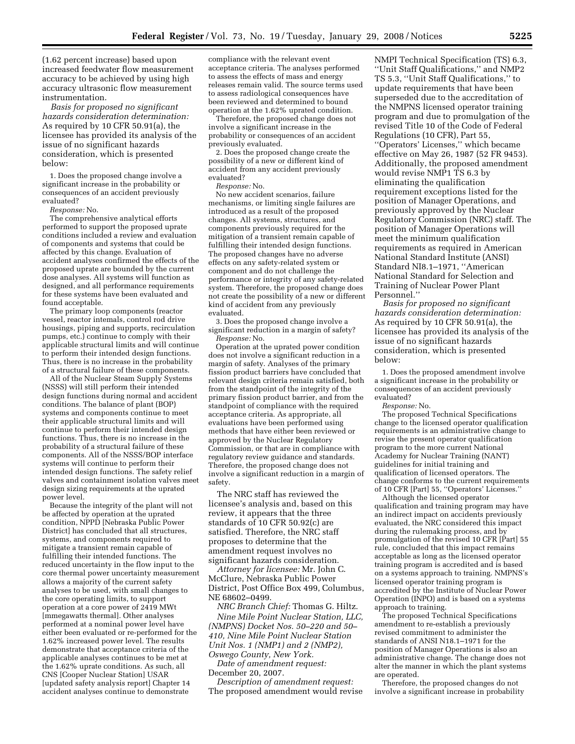(1.62 percent increase) based upon increased feedwater flow measurement accuracy to be achieved by using high accuracy ultrasonic flow measurement instrumentation.

*Basis for proposed no significant hazards consideration determination:* As required by 10 CFR 50.91(a), the licensee has provided its analysis of the issue of no significant hazards consideration, which is presented below:

1. Does the proposed change involve a significant increase in the probability or consequences of an accident previously evaluated?

*Response:* No.

The comprehensive analytical efforts performed to support the proposed uprate conditions included a review and evaluation of components and systems that could be affected by this change. Evaluation of accident analyses confirmed the effects of the proposed uprate are bounded by the current dose analyses. All systems will function as designed, and all performance requirements for these systems have been evaluated and found acceptable.

The primary loop components (reactor vessel, reactor intemals, control rod drive housings, piping and supports, recirculation pumps, etc.) continue to comply with their applicable structural limits and will continue to perform their intended design functions. Thus, there is no increase in the probability of a structural failure of these components.

All of the Nuclear Steam Supply Systems (NSSS) will still perform their intended design functions during normal and accident conditions. The balance of plant (BOP) systems and components continue to meet their applicable structural limits and will continue to perform their intended design functions. Thus, there is no increase in the probability of a structural failure of these components. All of the NSSS/BOP interface systems will continue to perform their intended design functions. The safety relief valves and containment isolation valves meet design sizing requirements at the uprated power level.

Because the integrity of the plant will not be affected by operation at the uprated condition, NPPD [Nebraska Public Power District] has concluded that all structures, systems, and components required to mitigate a transient remain capable of fulfilling their intended functions. The reduced uncertainty in the flow input to the core thermal power uncertainty measurement allows a majority of the current safety analyses to be used, with small changes to the core operating limits, to support operation at a core power of 2419 MWt [mmegawatts thermal]. Other analyses performed at a nominal power level have either been evaluated or re-performed for the 1.62% increased power level. The results demonstrate that acceptance criteria of the applicable analyses continues to be met at the 1.62% uprate conditions. As such, all CNS [Cooper Nuclear Station] USAR [updated safety analysis report] Chapter 14 accident analyses continue to demonstrate compliance with the relevant event acceptance criteria. The analyses performed to assess the effects of mass and energy releases remain valid. The source terms used to assess radiological consequences have been reviewed and determined to bound operation at the 1.62% uprated condition.

Therefore, the proposed change does not involve a significant increase in the probability or consequences of an accident previously evaluated.

2. Does the proposed change create the possibility of a new or different kind of accident from any accident previously evaluated?

*Response:* No.

No new accident scenarios, failure mechanisms, or limiting single failures are introduced as a result of the proposed changes. All systems, structures, and components previously required for the mitigation of a transient remain capable of fulfilling their intended design functions. The proposed changes have no adverse effects on any safety-related system or component and do not challenge the performance or integrity of any safety-related system. Therefore, the proposed change does not create the possibility of a new or different kind of accident from any previously evaluated.

3. Does the proposed change involve a significant reduction in a margin of safety?

*Response:* No.

Operation at the uprated power condition does not involve a significant reduction in a margin of safety. Analyses of the primary fission product barriers have concluded that relevant design criteria remain satisfied, both from the standpoint of the integrity of the primary fission product barrier, and from the standpoint of compliance with the required acceptance criteria. As appropriate, all evaluations have been performed using methods that have either been reviewed or approved by the Nuclear Regulatory Commission, or that are in compliance with regulatory review guidance and standards. Therefore, the proposed change does not involve a significant reduction in a margin of safety.

The NRC staff has reviewed the licensee's analysis and, based on this review, it appears that the three standards of 10 CFR 50.92(c) are satisfied. Therefore, the NRC staff proposes to determine that the amendment request involves no significant hazards consideration.

*Attorney for licensee:* Mr. John C. McClure, Nebraska Public Power District, Post Office Box 499, Columbus, NE 68602–0499.

*NRC Branch Chief:* Thomas G. Hiltz.

*Nine Mile Point Nuclear Station, LLC, (NMPNS) Docket Nos. 50–220 and 50–410, Nine Mile Point Nuclear Station Unit Nos. 1 (NMP1) and 2 (NMP2), Oswego County, New York.*

*Date of amendment request:* December 20, 2007.

*Description of amendment request:* The proposed amendment would revise NMPI Technical Specification (TS) 6.3, ''Unit Staff Qualifications,'' and NMP2 TS 5.3, ''Unit Staff Qualifications,'' to update requirements that have been superseded due to the accreditation of the NMPNS licensed operator training program and due to promulgation of the revised Title 10 of the Code of Federal Regulations (10 CFR), Part 55, ''Operators' Licenses,'' which became effective on May 26, 1987 (52 FR 9453). Additionally, the proposed amendment would revise NMP1 TS 6.3 by eliminating the qualification requirement exceptions listed for the position of Manager Operations, and previously approved by the Nuclear Regulatory Commission (NRC) staff. The position of Manager Operations will meet the minimum qualification requirements as required in American National Standard Institute (ANSI) Standard NI8.1–1971, ''American National Standard for Selection and Training of Nuclear Power Plant Personnel.''

*Basis for proposed no significant hazards consideration determination:* As required by 10 CFR 50.91(a), the licensee has provided its analysis of the issue of no significant hazards consideration, which is presented below:

1. Does the proposed amendment involve a significant increase in the probability or consequences of an accident previously evaluated?

*Response:* No.

The proposed Technical Specifications change to the licensed operator qualification requirements is an administrative change to revise the present operator qualification program to the more current National Academy for Nuclear Training (NANT) guidelines for initial training and qualification of licensed operators. The change conforms to the current requirements of 10 CFR [Part] 55, ''Operators' Licenses.''

Although the licensed operator qualification and training program may have an indirect impact on accidents previously evaluated, the NRC considered this impact during the rulemaking process, and by promulgation of the revised 10 CFR [Part] 55 rule, concluded that this impact remains acceptable as long as the licensed operator training program is accredited and is based on a systems approach to training. NMPNS's licensed operator training program is accredited by the Institute of Nuclear Power Operation (INPO) and is based on a systems approach to training.

The proposed Technical Specifications amendment to re-establish a previously revised commitment to administer the standards of ANSI N18.1–1971 for the position of Manager Operations is also an administrative change. The change does not alter the manner in which the plant systems are operated.

Therefore, the proposed changes do not involve a significant increase in probability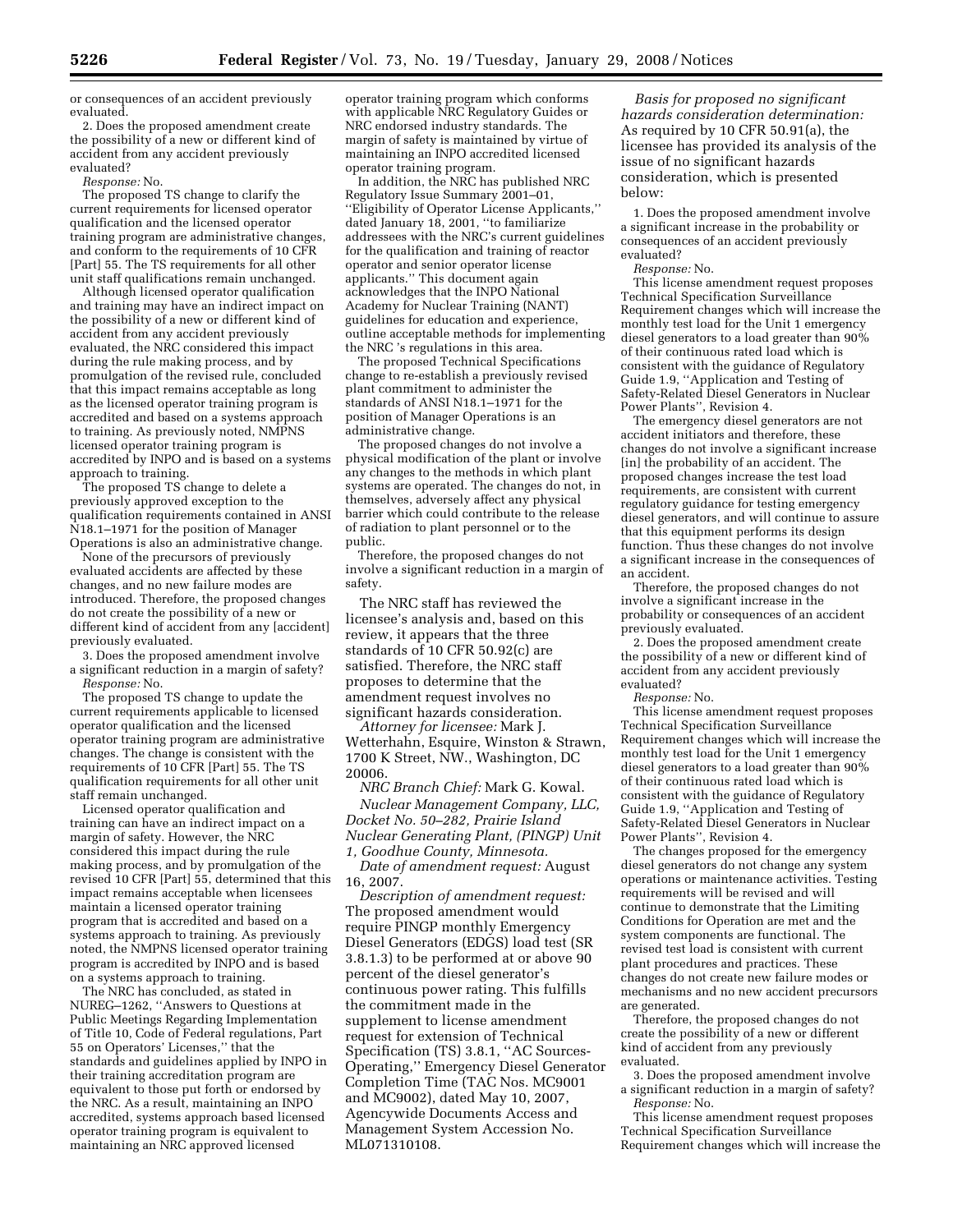or consequences of an accident previously evaluated.

2. Does the proposed amendment create the possibility of a new or different kind of accident from any accident previously evaluated?

*Response:* No.

The proposed TS change to clarify the current requirements for licensed operator qualification and the licensed operator training program are administrative changes, and conform to the requirements of 10 CFR [Part] 55. The TS requirements for all other unit staff qualifications remain unchanged.

Although licensed operator qualification and training may have an indirect impact on the possibility of a new or different kind of accident from any accident previously evaluated, the NRC considered this impact during the rule making process, and by promulgation of the revised rule, concluded that this impact remains acceptable as long as the licensed operator training program is accredited and based on a systems approach to training. As previously noted, NMPNS licensed operator training program is accredited by INPO and is based on a systems approach to training.

The proposed TS change to delete a previously approved exception to the qualification requirements contained in ANSI N18.1–1971 for the position of Manager Operations is also an administrative change.

None of the precursors of previously evaluated accidents are affected by these changes, and no new failure modes are introduced. Therefore, the proposed changes do not create the possibility of a new or different kind of accident from any [accident] previously evaluated.

3. Does the proposed amendment involve a significant reduction in a margin of safety?

*Response:* No.

The proposed TS change to update the current requirements applicable to licensed operator qualification and the licensed operator training program are administrative changes. The change is consistent with the requirements of 10 CFR [Part] 55. The TS qualification requirements for all other unit staff remain unchanged.

Licensed operator qualification and training can have an indirect impact on a margin of safety. However, the NRC considered this impact during the rule making process, and by promulgation of the revised 10 CFR [Part] 55, determined that this impact remains acceptable when licensees maintain a licensed operator training program that is accredited and based on a systems approach to training. As previously noted, the NMPNS licensed operator training program is accredited by INPO and is based on a systems approach to training.

The NRC has concluded, as stated in NUREG–1262, ''Answers to Questions at Public Meetings Regarding Implementation of Title 10, Code of Federal regulations, Part 55 on Operators' Licenses,'' that the standards and guidelines applied by INPO in their training accreditation program are equivalent to those put forth or endorsed by the NRC. As a result, maintaining an INPO accredited, systems approach based licensed operator training program is equivalent to maintaining an NRC approved licensed operator training program which conforms with applicable NRC Regulatory Guides or NRC endorsed industry standards. The margin of safety is maintained by virtue of maintaining an INPO accredited licensed operator training program.

In addition, the NRC has published NRC Regulatory Issue Summary 2001–01, ''Eligibility of Operator License Applicants,'' dated January 18, 2001, ''to familiarize addressees with the NRC's current guidelines for the qualification and training of reactor operator and senior operator license applicants.'' This document again acknowledges that the INPO National Academy for Nuclear Training (NANT) guidelines for education and experience, outline acceptable methods for implementing the NRC 's regulations in this area.

The proposed Technical Specifications change to re-establish a previously revised plant commitment to administer the standards of ANSI N18.1–1971 for the position of Manager Operations is an administrative change.

The proposed changes do not involve a physical modification of the plant or involve any changes to the methods in which plant systems are operated. The changes do not, in themselves, adversely affect any physical barrier which could contribute to the release of radiation to plant personnel or to the public.

Therefore, the proposed changes do not involve a significant reduction in a margin of safety.

The NRC staff has reviewed the licensee's analysis and, based on this review, it appears that the three standards of 10 CFR 50.92(c) are satisfied. Therefore, the NRC staff proposes to determine that the amendment request involves no significant hazards consideration.

*Attorney for licensee:* Mark J. Wetterhahn, Esquire, Winston & Strawn, 1700 K Street, NW., Washington, DC 20006.

*NRC Branch Chief:* Mark G. Kowal.

*Nuclear Management Company, LLC, Docket No. 50–282, Prairie Island Nuclear Generating Plant, (PINGP) Unit 1, Goodhue County, Minnesota.*

*Date of amendment request:* August 16, 2007.

*Description of amendment request:* The proposed amendment would require PINGP monthly Emergency Diesel Generators (EDGS) load test (SR 3.8.1.3) to be performed at or above 90 percent of the diesel generator's continuous power rating. This fulfills the commitment made in the supplement to license amendment request for extension of Technical Specification (TS) 3.8.1, ''AC Sources-Operating,'' Emergency Diesel Generator Completion Time (TAC Nos. MC9001 and MC9002), dated May 10, 2007, Agencywide Documents Access and Management System Accession No. ML071310108.

*Basis for proposed no significant hazards consideration determination:* As required by 10 CFR 50.91(a), the licensee has provided its analysis of the issue of no significant hazards consideration, which is presented below:

1. Does the proposed amendment involve a significant increase in the probability or consequences of an accident previously evaluated?

*Response:* No.

This license amendment request proposes Technical Specification Surveillance Requirement changes which will increase the monthly test load for the Unit 1 emergency diesel generators to a load greater than 90% of their continuous rated load which is consistent with the guidance of Regulatory Guide 1.9, ''Application and Testing of Safety-Related Diesel Generators in Nuclear Power Plants'', Revision 4.

The emergency diesel generators are not accident initiators and therefore, these changes do not involve a significant increase [in] the probability of an accident. The proposed changes increase the test load requirements, are consistent with current regulatory guidance for testing emergency diesel generators, and will continue to assure that this equipment performs its design function. Thus these changes do not involve a significant increase in the consequences of an accident.

Therefore, the proposed changes do not involve a significant increase in the probability or consequences of an accident previously evaluated.

2. Does the proposed amendment create the possibility of a new or different kind of accident from any accident previously evaluated?

*Response:* No.

This license amendment request proposes Technical Specification Surveillance Requirement changes which will increase the monthly test load for the Unit 1 emergency diesel generators to a load greater than 90% of their continuous rated load which is consistent with the guidance of Regulatory Guide 1.9, ''Application and Testing of Safety-Related Diesel Generators in Nuclear Power Plants'', Revision 4.

The changes proposed for the emergency diesel generators do not change any system operations or maintenance activities. Testing requirements will be revised and will continue to demonstrate that the Limiting Conditions for Operation are met and the system components are functional. The revised test load is consistent with current plant procedures and practices. These changes do not create new failure modes or mechanisms and no new accident precursors are generated.

Therefore, the proposed changes do not create the possibility of a new or different kind of accident from any previously evaluated.

3. Does the proposed amendment involve a significant reduction in a margin of safety?

*Response:* No.

This license amendment request proposes Technical Specification Surveillance Requirement changes which will increase the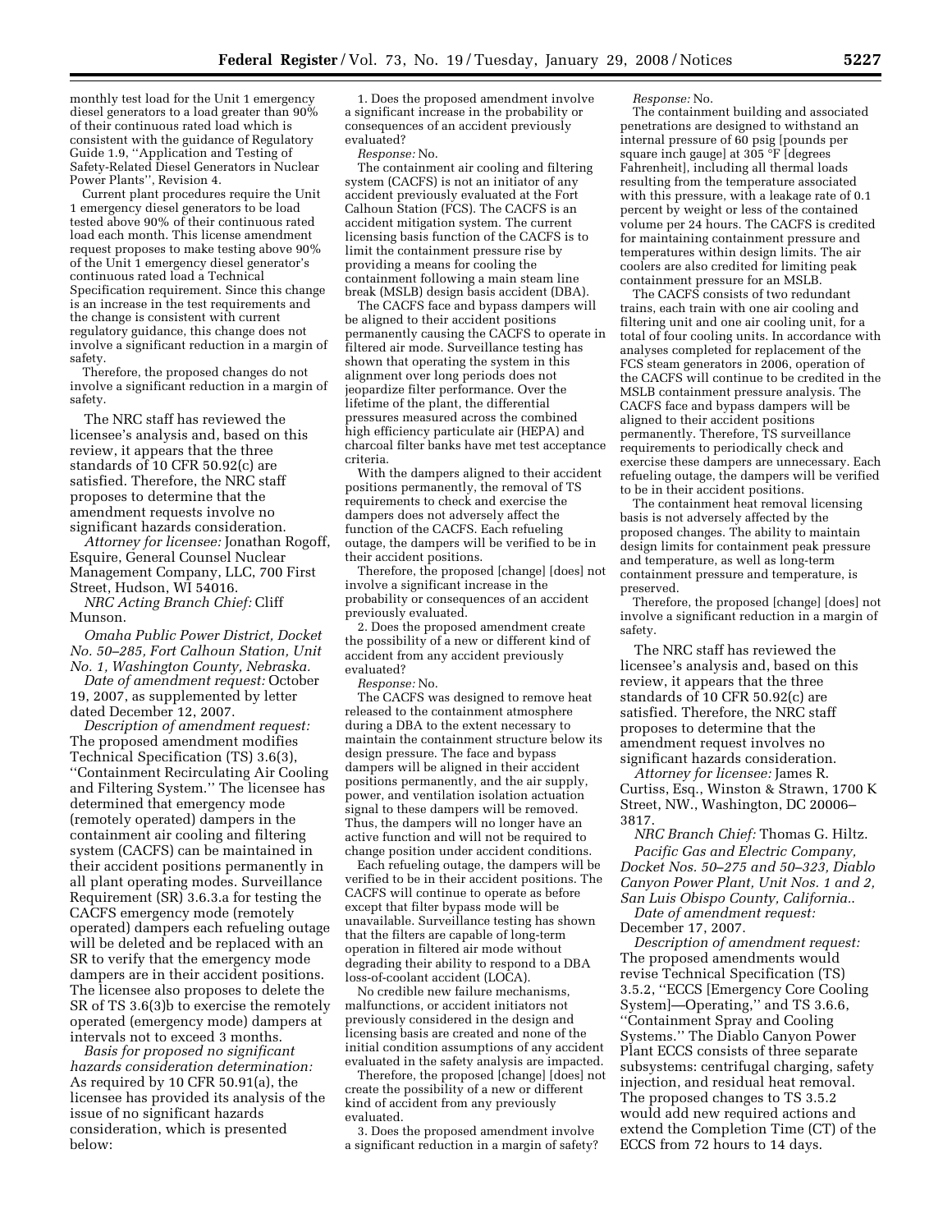monthly test load for the Unit 1 emergency diesel generators to a load greater than 90% of their continuous rated load which is consistent with the guidance of Regulatory Guide 1.9, ''Application and Testing of Safety-Related Diesel Generators in Nuclear Power Plants'', Revision 4.

Current plant procedures require the Unit 1 emergency diesel generators to be load tested above 90% of their continuous rated load each month. This license amendment request proposes to make testing above 90% of the Unit 1 emergency diesel generator's continuous rated load a Technical Specification requirement. Since this change is an increase in the test requirements and the change is consistent with current regulatory guidance, this change does not involve a significant reduction in a margin of safety.

Therefore, the proposed changes do not involve a significant reduction in a margin of safety.

The NRC staff has reviewed the licensee's analysis and, based on this review, it appears that the three standards of 10 CFR 50.92(c) are satisfied. Therefore, the NRC staff proposes to determine that the amendment requests involve no significant hazards consideration.

*Attorney for licensee:* Jonathan Rogoff, Esquire, General Counsel Nuclear Management Company, LLC, 700 First Street, Hudson, WI 54016.

*NRC Acting Branch Chief:* Cliff Munson.

*Omaha Public Power District, Docket No. 50–285, Fort Calhoun Station, Unit No. 1, Washington County, Nebraska.*

*Date of amendment request:* October 19, 2007, as supplemented by letter dated December 12, 2007.

*Description of amendment request:* The proposed amendment modifies Technical Specification (TS) 3.6(3), ''Containment Recirculating Air Cooling and Filtering System.'' The licensee has determined that emergency mode (remotely operated) dampers in the containment air cooling and filtering system (CACFS) can be maintained in their accident positions permanently in all plant operating modes. Surveillance Requirement (SR) 3.6.3.a for testing the CACFS emergency mode (remotely operated) dampers each refueling outage will be deleted and be replaced with an SR to verify that the emergency mode dampers are in their accident positions. The licensee also proposes to delete the SR of TS 3.6(3)b to exercise the remotely operated (emergency mode) dampers at intervals not to exceed 3 months.

*Basis for proposed no significant hazards consideration determination:* As required by 10 CFR 50.91(a), the licensee has provided its analysis of the issue of no significant hazards consideration, which is presented below:

1. Does the proposed amendment involve a significant increase in the probability or consequences of an accident previously evaluated?

*Response:* No.

The containment air cooling and filtering system (CACFS) is not an initiator of any accident previously evaluated at the Fort Calhoun Station (FCS). The CACFS is an accident mitigation system. The current licensing basis function of the CACFS is to limit the containment pressure rise by providing a means for cooling the containment following a main steam line break (MSLB) design basis accident (DBA).

The CACFS face and bypass dampers will be aligned to their accident positions permanently causing the CACFS to operate in filtered air mode. Surveillance testing has shown that operating the system in this alignment over long periods does not jeopardize filter performance. Over the lifetime of the plant, the differential pressures measured across the combined high efficiency particulate air (HEPA) and charcoal filter banks have met test acceptance criteria.

With the dampers aligned to their accident positions permanently, the removal of TS requirements to check and exercise the dampers does not adversely affect the function of the CACFS. Each refueling outage, the dampers will be verified to be in their accident positions.

Therefore, the proposed [change] [does] not involve a significant increase in the probability or consequences of an accident previously evaluated.

2. Does the proposed amendment create the possibility of a new or different kind of accident from any accident previously evaluated?

*Response:* No.

The CACFS was designed to remove heat released to the containment atmosphere during a DBA to the extent necessary to maintain the containment structure below its design pressure. The face and bypass dampers will be aligned in their accident positions permanently, and the air supply, power, and ventilation isolation actuation signal to these dampers will be removed. Thus, the dampers will no longer have an active function and will not be required to change position under accident conditions.

Each refueling outage, the dampers will be verified to be in their accident positions. The CACFS will continue to operate as before except that filter bypass mode will be unavailable. Surveillance testing has shown that the filters are capable of long-term operation in filtered air mode without degrading their ability to respond to a DBA loss-of-coolant accident (LOCA).

No credible new failure mechanisms, malfunctions, or accident initiators not previously considered in the design and licensing basis are created and none of the initial condition assumptions of any accident evaluated in the safety analysis are impacted.

Therefore, the proposed [change] [does] not create the possibility of a new or different kind of accident from any previously evaluated.

3. Does the proposed amendment involve a significant reduction in a margin of safety?

*Response:* No.

The containment building and associated penetrations are designed to withstand an internal pressure of 60 psig [pounds per square inch gauge] at 305 °F [degrees Fahrenheit], including all thermal loads resulting from the temperature associated with this pressure, with a leakage rate of 0.1 percent by weight or less of the contained volume per 24 hours. The CACFS is credited for maintaining containment pressure and temperatures within design limits. The air coolers are also credited for limiting peak containment pressure for an MSLB.

The CACFS consists of two redundant trains, each train with one air cooling and filtering unit and one air cooling unit, for a total of four cooling units. In accordance with analyses completed for replacement of the FCS steam generators in 2006, operation of the CACFS will continue to be credited in the MSLB containment pressure analysis. The CACFS face and bypass dampers will be aligned to their accident positions permanently. Therefore, TS surveillance requirements to periodically check and exercise these dampers are unnecessary. Each refueling outage, the dampers will be verified to be in their accident positions.

The containment heat removal licensing basis is not adversely affected by the proposed changes. The ability to maintain design limits for containment peak pressure and temperature, as well as long-term containment pressure and temperature, is preserved.

Therefore, the proposed [change] [does] not involve a significant reduction in a margin of safety.

The NRC staff has reviewed the licensee's analysis and, based on this review, it appears that the three standards of 10 CFR 50.92(c) are satisfied. Therefore, the NRC staff proposes to determine that the amendment request involves no significant hazards consideration.

*Attorney for licensee:* James R. Curtiss, Esq., Winston & Strawn, 1700 K Street, NW., Washington, DC 20006–3817.

*NRC Branch Chief:* Thomas G. Hiltz.

*Pacific Gas and Electric Company, Docket Nos. 50–275 and 50–323, Diablo Canyon Power Plant, Unit Nos. 1 and 2, San Luis Obispo County, California..*

*Date of amendment request:* December 17, 2007.

*Description of amendment request:* The proposed amendments would revise Technical Specification (TS) 3.5.2, ''ECCS [Emergency Core Cooling System]—Operating,'' and TS 3.6.6, ''Containment Spray and Cooling Systems.'' The Diablo Canyon Power Plant ECCS consists of three separate subsystems: centrifugal charging, safety injection, and residual heat removal. The proposed changes to TS 3.5.2 would add new required actions and extend the Completion Time (CT) of the ECCS from 72 hours to 14 days.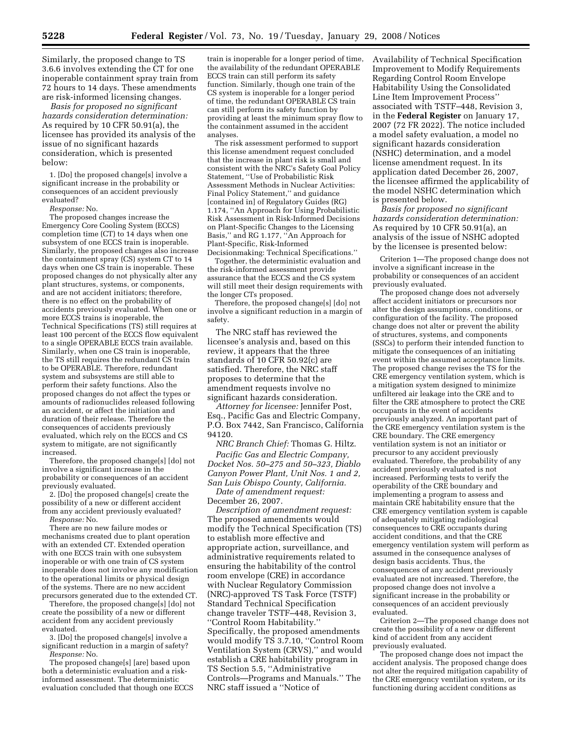Similarly, the proposed change to TS 3.6.6 involves extending the CT for one inoperable containment spray train from 72 hours to 14 days. These amendments are risk-informed licensing changes.

*Basis for proposed no significant hazards consideration determination:* As required by 10 CFR 50.91(a), the licensee has provided its analysis of the issue of no significant hazards consideration, which is presented below:

1. [Do] the proposed change[s] involve a significant increase in the probability or consequences of an accident previously evaluated?

*Response:* No.

The proposed changes increase the Emergency Core Cooling System (ECCS) completion time (CT) to 14 days when one subsystem of one ECCS train is inoperable. Similarly, the proposed changes also increase the containment spray (CS) system CT to 14 days when one CS train is inoperable. These proposed changes do not physically alter any plant structures, systems, or components, and are not accident initiators; therefore, there is no effect on the probability of accidents previously evaluated. When one or more ECCS trains is inoperable, the Technical Specifications (TS) still requires at least 100 percent of the ECCS flow equivalent to a single OPERABLE ECCS train available. Similarly, when one CS train is inoperable, the TS still requires the redundant CS train to be OPERABLE. Therefore, redundant system and subsystems are still able to perform their safety functions. Also the proposed changes do not affect the types or amounts of radionuclides released following an accident, or affect the initiation and duration of their release. Therefore the consequences of accidents previously evaluated, which rely on the ECCS and CS system to mitigate, are not significantly increased.

Therefore, the proposed change[s] [do] not involve a significant increase in the probability or consequences of an accident previously evaluated.

2. [Do] the proposed change[s] create the possibility of a new or different accident from any accident previously evaluated?

*Response:* No.

There are no new failure modes or mechanisms created due to plant operation with an extended CT. Extended operation with one ECCS train with one subsystem inoperable or with one train of CS system inoperable does not involve any modification to the operational limits or physical design of the systems. There are no new accident precursors generated due to the extended CT.

Therefore, the proposed change[s] [do] not create the possibility of a new or different accident from any accident previously evaluated.

3. [Do] the proposed change[s] involve a significant reduction in a margin of safety?

*Response:* No.

The proposed change[s] [are] based upon both a deterministic evaluation and a risk-informed assessment. The deterministic evaluation concluded that though one ECCS train is inoperable for a longer period of time, the availability of the redundant OPERABLE ECCS train can still perform its safety function. Similarly, though one train of the CS system is inoperable for a longer period of time, the redundant OPERABLE CS train can still perform its safety function by providing at least the minimum spray flow to the containment assumed in the accident analyses.

The risk assessment performed to support this license amendment request concluded that the increase in plant risk is small and consistent with the NRC's Safety Goal Policy Statement, ''Use of Probabilistic Risk Assessment Methods in Nuclear Activities: Final Policy Statement,'' and guidance [contained in] of Regulatory Guides (RG) 1.174, ''An Approach for Using Probabilistic Risk Assessment in Risk-Informed Decisions on Plant-Specific Changes to the Licensing Basis,'' and RG 1.177, ''An Approach for Plant-Specific, Risk-Informed Decisionmaking: Technical Specifications.''

Together, the deterministic evaluation and the risk-informed assessment provide assurance that the ECCS and the CS system will still meet their design requirements with the longer CTs proposed.

Therefore, the proposed change[s] [do] not involve a significant reduction in a margin of safety.

The NRC staff has reviewed the licensee's analysis and, based on this review, it appears that the three standards of 10 CFR 50.92(c) are satisfied. Therefore, the NRC staff proposes to determine that the amendment requests involve no significant hazards consideration.

*Attorney for licensee:* Jennifer Post, Esq., Pacific Gas and Electric Company, P.O. Box 7442, San Francisco, California 94120.

*NRC Branch Chief:* Thomas G. Hiltz.

*Pacific Gas and Electric Company, Docket Nos. 50–275 and 50–323, Diablo Canyon Power Plant, Unit Nos. 1 and 2, San Luis Obispo County, California.*

*Date of amendment request:* December 26, 2007.

*Description of amendment request:* The proposed amendments would modify the Technical Specification (TS) to establish more effective and appropriate action, surveillance, and administrative requirements related to ensuring the habitability of the control room envelope (CRE) in accordance with Nuclear Regulatory Commission (NRC)-approved TS Task Force (TSTF) Standard Technical Specification change traveler TSTF–448, Revision 3, ''Control Room Habitability.'' Specifically, the proposed amendments would modify TS 3.7.10, ''Control Room Ventilation System (CRVS),'' and would establish a CRE habitability program in TS Section 5.5, ''Administrative Controls—Programs and Manuals.'' The NRC staff issued a ''Notice of Availability of Technical Specification Improvement to Modify Requirements Regarding Control Room Envelope Habitability Using the Consolidated Line Item Improvement Process'' associated with TSTF–448, Revision 3, in the **Federal Register** on January 17, 2007 (72 FR 2022). The notice included a model safety evaluation, a model no significant hazards consideration (NSHC) determination, and a model license amendment request. In its application dated December 26, 2007, the licensee affirmed the applicability of the model NSHC determination which is presented below.

*Basis for proposed no significant hazards consideration determination:* As required by 10 CFR 50.91(a), an analysis of the issue of NSHC adopted by the licensee is presented below:

Criterion 1—The proposed change does not involve a significant increase in the probability or consequences of an accident previously evaluated.

The proposed change does not adversely affect accident initiators or precursors nor alter the design assumptions, conditions, or configuration of the facility. The proposed change does not alter or prevent the ability of structures, systems, and components (SSCs) to perform their intended function to mitigate the consequences of an initiating event within the assumed acceptance limits. The proposed change revises the TS for the CRE emergency ventilation system, which is a mitigation system designed to minimize unfiltered air leakage into the CRE and to filter the CRE atmosphere to protect the CRE occupants in the event of accidents previously analyzed. An important part of the CRE emergency ventilation system is the CRE boundary. The CRE emergency ventilation system is not an initiator or precursor to any accident previously evaluated. Therefore, the probability of any accident previously evaluated is not increased. Performing tests to verify the operability of the CRE boundary and implementing a program to assess and maintain CRE habitability ensure that the CRE emergency ventilation system is capable of adequately mitigating radiological consequences to CRE occupants during accident conditions, and that the CRE emergency ventilation system will perform as assumed in the consequence analyses of design basis accidents. Thus, the consequences of any accident previously evaluated are not increased. Therefore, the proposed change does not involve a significant increase in the probability or consequences of an accident previously evaluated.

Criterion 2—The proposed change does not create the possibility of a new or different kind of accident from any accident previously evaluated.

The proposed change does not impact the accident analysis. The proposed change does not alter the required mitigation capability of the CRE emergency ventilation system, or its functioning during accident conditions as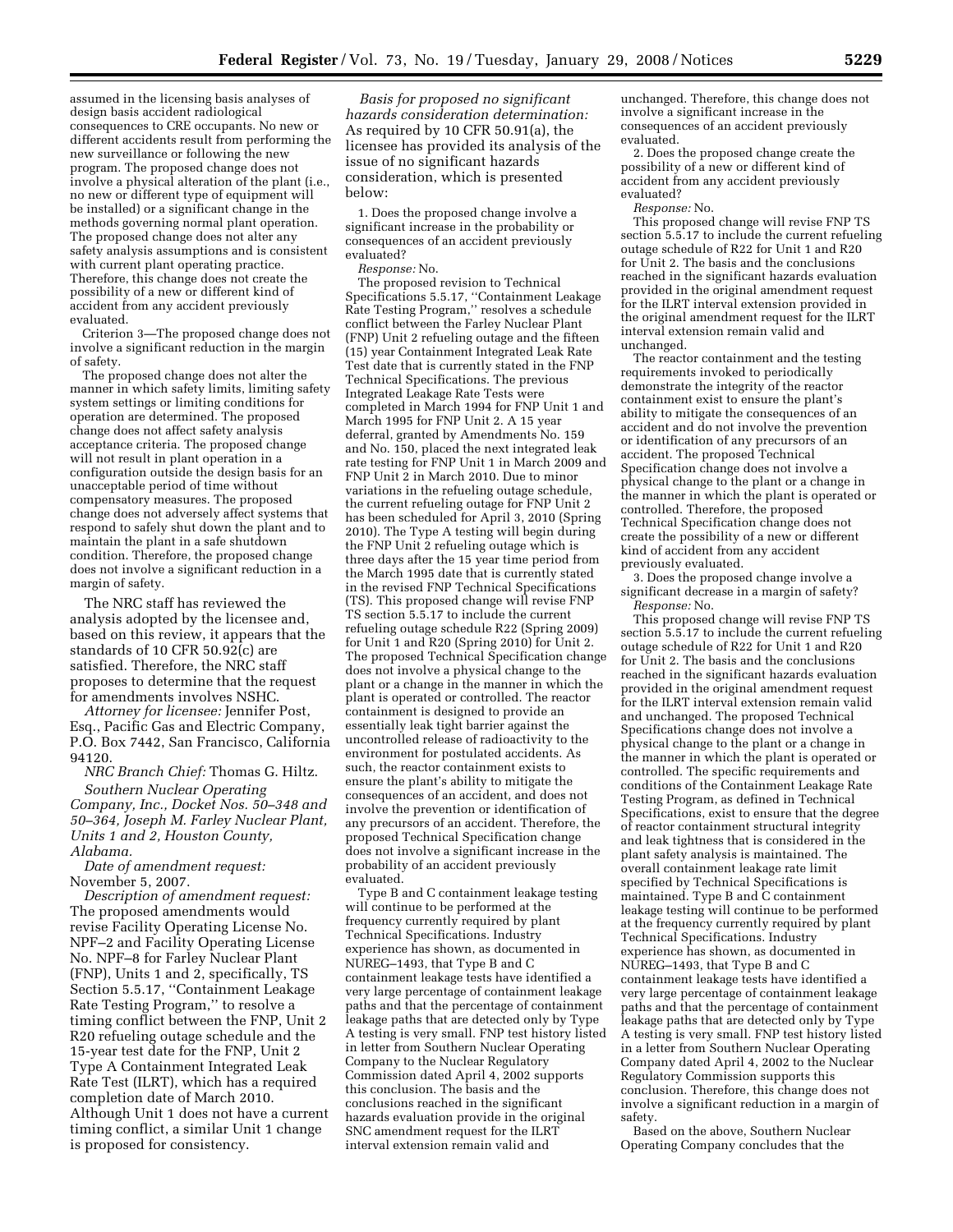assumed in the licensing basis analyses of design basis accident radiological consequences to CRE occupants. No new or different accidents result from performing the new surveillance or following the new program. The proposed change does not involve a physical alteration of the plant (i.e., no new or different type of equipment will be installed) or a significant change in the methods governing normal plant operation. The proposed change does not alter any safety analysis assumptions and is consistent with current plant operating practice. Therefore, this change does not create the possibility of a new or different kind of accident from any accident previously evaluated.

Criterion 3—The proposed change does not involve a significant reduction in the margin of safety.

The proposed change does not alter the manner in which safety limits, limiting safety system settings or limiting conditions for operation are determined. The proposed change does not affect safety analysis acceptance criteria. The proposed change will not result in plant operation in a configuration outside the design basis for an unacceptable period of time without compensatory measures. The proposed change does not adversely affect systems that respond to safely shut down the plant and to maintain the plant in a safe shutdown condition. Therefore, the proposed change does not involve a significant reduction in a margin of safety.

The NRC staff has reviewed the analysis adopted by the licensee and, based on this review, it appears that the standards of 10 CFR 50.92(c) are satisfied. Therefore, the NRC staff proposes to determine that the request for amendments involves NSHC.

*Attorney for licensee:* Jennifer Post, Esq., Pacific Gas and Electric Company, P.O. Box 7442, San Francisco, California 94120.

*NRC Branch Chief:* Thomas G. Hiltz.

*Southern Nuclear Operating Company, Inc., Docket Nos. 50–348 and 50–364, Joseph M. Farley Nuclear Plant, Units 1 and 2, Houston County, Alabama.*

*Date of amendment request:* November 5, 2007.

*Description of amendment request:* The proposed amendments would revise Facility Operating License No. NPF–2 and Facility Operating License No. NPF–8 for Farley Nuclear Plant (FNP), Units 1 and 2, specifically, TS Section 5.5.17, ''Containment Leakage Rate Testing Program,'' to resolve a timing conflict between the FNP, Unit 2 R20 refueling outage schedule and the 15-year test date for the FNP, Unit 2 Type A Containment Integrated Leak Rate Test (ILRT), which has a required completion date of March 2010. Although Unit 1 does not have a current timing conflict, a similar Unit 1 change is proposed for consistency.

*Basis for proposed no significant hazards consideration determination:* As required by 10 CFR 50.91(a), the licensee has provided its analysis of the issue of no significant hazards consideration, which is presented below:

1. Does the proposed change involve a significant increase in the probability or consequences of an accident previously evaluated?

*Response:* No.

The proposed revision to Technical Specifications 5.5.17, ''Containment Leakage Rate Testing Program,'' resolves a schedule conflict between the Farley Nuclear Plant (FNP) Unit 2 refueling outage and the fifteen (15) year Containment Integrated Leak Rate Test date that is currently stated in the FNP Technical Specifications. The previous Integrated Leakage Rate Tests were completed in March 1994 for FNP Unit 1 and March 1995 for FNP Unit 2. A 15 year deferral, granted by Amendments No. 159 and No. 150, placed the next integrated leak rate testing for FNP Unit 1 in March 2009 and FNP Unit 2 in March 2010. Due to minor variations in the refueling outage schedule, the current refueling outage for FNP Unit 2 has been scheduled for April 3, 2010 (Spring 2010). The Type A testing will begin during the FNP Unit 2 refueling outage which is three days after the 15 year time period from the March 1995 date that is currently stated in the revised FNP Technical Specifications (TS). This proposed change will revise FNP TS section 5.5.17 to include the current refueling outage schedule R22 (Spring 2009) for Unit 1 and R20 (Spring 2010) for Unit 2. The proposed Technical Specification change does not involve a physical change to the plant or a change in the manner in which the plant is operated or controlled. The reactor containment is designed to provide an essentially leak tight barrier against the uncontrolled release of radioactivity to the environment for postulated accidents. As such, the reactor containment exists to ensure the plant's ability to mitigate the consequences of an accident, and does not involve the prevention or identification of any precursors of an accident. Therefore, the proposed Technical Specification change does not involve a significant increase in the probability of an accident previously evaluated.

Type B and C containment leakage testing will continue to be performed at the frequency currently required by plant Technical Specifications. Industry experience has shown, as documented in NUREG–1493, that Type B and C containment leakage tests have identified a very large percentage of containment leakage paths and that the percentage of containment leakage paths that are detected only by Type A testing is very small. FNP test history listed in letter from Southern Nuclear Operating Company to the Nuclear Regulatory Commission dated April 4, 2002 supports this conclusion. The basis and the conclusions reached in the significant hazards evaluation provide in the original SNC amendment request for the ILRT interval extension remain valid and unchanged. Therefore, this change does not involve a significant increase in the consequences of an accident previously evaluated.

2. Does the proposed change create the possibility of a new or different kind of accident from any accident previously evaluated?

*Response:* No.

This proposed change will revise FNP TS section 5.5.17 to include the current refueling outage schedule of R22 for Unit 1 and R20 for Unit 2. The basis and the conclusions reached in the significant hazards evaluation provided in the original amendment request for the ILRT interval extension provided in the original amendment request for the ILRT interval extension remain valid and unchanged.

The reactor containment and the testing requirements invoked to periodically demonstrate the integrity of the reactor containment exist to ensure the plant's ability to mitigate the consequences of an accident and do not involve the prevention or identification of any precursors of an accident. The proposed Technical Specification change does not involve a physical change to the plant or a change in the manner in which the plant is operated or controlled. Therefore, the proposed Technical Specification change does not create the possibility of a new or different kind of accident from any accident previously evaluated.

3. Does the proposed change involve a significant decrease in a margin of safety?

*Response:* No.

This proposed change will revise FNP TS section 5.5.17 to include the current refueling outage schedule of R22 for Unit 1 and R20 for Unit 2. The basis and the conclusions reached in the significant hazards evaluation provided in the original amendment request for the ILRT interval extension remain valid and unchanged. The proposed Technical Specifications change does not involve a physical change to the plant or a change in the manner in which the plant is operated or controlled. The specific requirements and conditions of the Containment Leakage Rate Testing Program, as defined in Technical Specifications, exist to ensure that the degree of reactor containment structural integrity and leak tightness that is considered in the plant safety analysis is maintained. The overall containment leakage rate limit specified by Technical Specifications is maintained. Type B and C containment leakage testing will continue to be performed at the frequency currently required by plant Technical Specifications. Industry experience has shown, as documented in NUREG–1493, that Type B and C containment leakage tests have identified a very large percentage of containment leakage paths and that the percentage of containment leakage paths that are detected only by Type A testing is very small. FNP test history listed in a letter from Southern Nuclear Operating Company dated April 4, 2002 to the Nuclear Regulatory Commission supports this conclusion. Therefore, this change does not involve a significant reduction in a margin of safety.

Based on the above, Southern Nuclear Operating Company concludes that the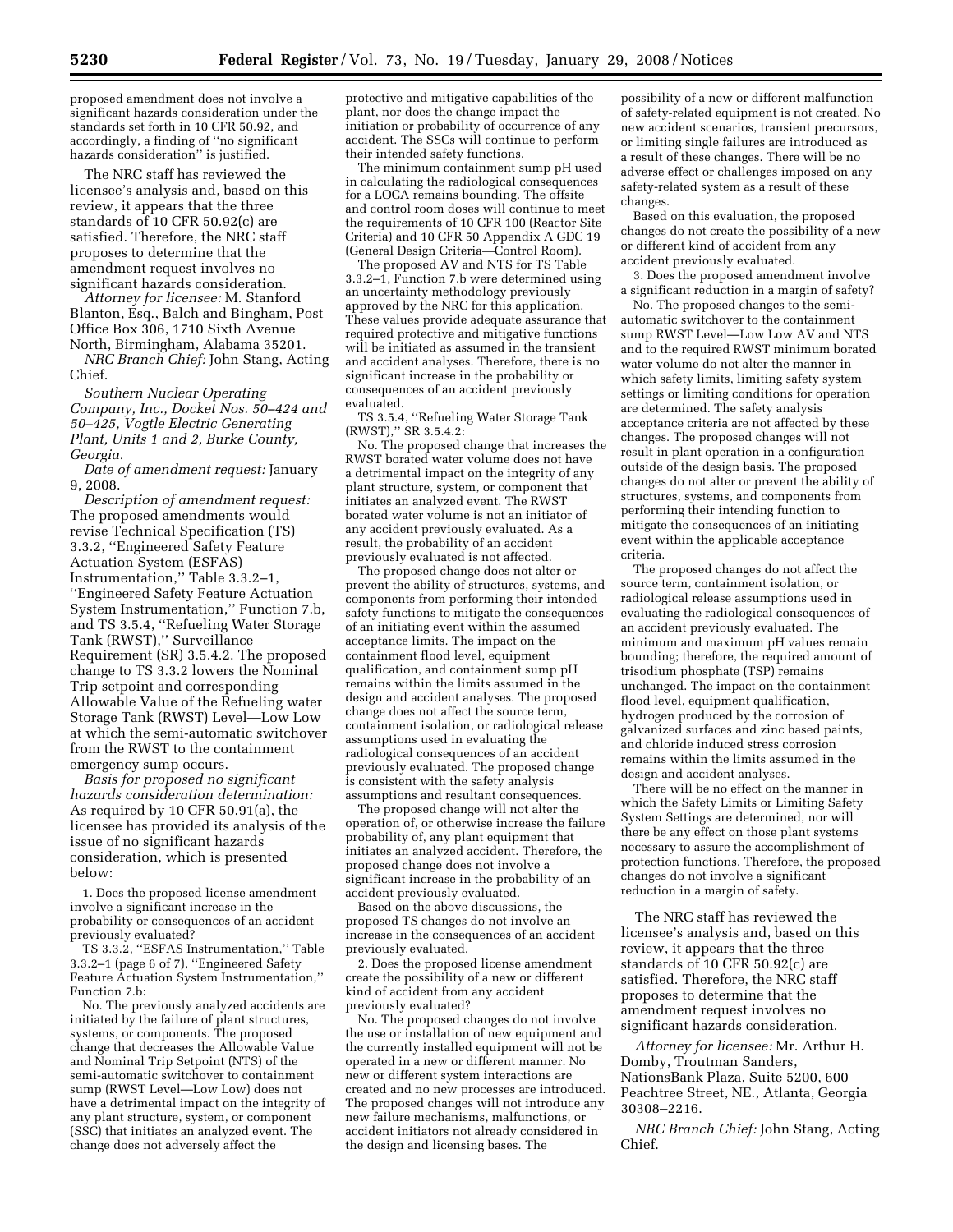proposed amendment does not involve a significant hazards consideration under the standards set forth in 10 CFR 50.92, and accordingly, a finding of ''no significant hazards consideration'' is justified.

The NRC staff has reviewed the licensee's analysis and, based on this review, it appears that the three standards of 10 CFR 50.92(c) are satisfied. Therefore, the NRC staff proposes to determine that the amendment request involves no significant hazards consideration.

*Attorney for licensee:* M. Stanford Blanton, Esq., Balch and Bingham, Post Office Box 306, 1710 Sixth Avenue North, Birmingham, Alabama 35201.

*NRC Branch Chief:* John Stang, Acting Chief.

*Southern Nuclear Operating Company, Inc., Docket Nos. 50–424 and 50–425, Vogtle Electric Generating Plant, Units 1 and 2, Burke County, Georgia.*

*Date of amendment request:* January 9, 2008.

*Description of amendment request:* The proposed amendments would revise Technical Specification (TS) 3.3.2, ''Engineered Safety Feature Actuation System (ESFAS) Instrumentation,'' Table 3.3.2–1, ''Engineered Safety Feature Actuation System Instrumentation,'' Function 7.b, and TS 3.5.4, ''Refueling Water Storage Tank (RWST),'' Surveillance Requirement (SR) 3.5.4.2. The proposed change to TS 3.3.2 lowers the Nominal Trip setpoint and corresponding Allowable Value of the Refueling water Storage Tank (RWST) Level—Low Low at which the semi-automatic switchover from the RWST to the containment emergency sump occurs.

*Basis for proposed no significant hazards consideration determination:* As required by 10 CFR 50.91(a), the licensee has provided its analysis of the issue of no significant hazards consideration, which is presented below:

1. Does the proposed license amendment involve a significant increase in the probability or consequences of an accident previously evaluated?

TS 3.3.2, ''ESFAS Instrumentation,'' Table 3.3.2–1 (page 6 of 7), ''Engineered Safety Feature Actuation System Instrumentation,'' Function 7.b:

No. The previously analyzed accidents are initiated by the failure of plant structures, systems, or components. The proposed change that decreases the Allowable Value and Nominal Trip Setpoint (NTS) of the semi-automatic switchover to containment sump (RWST Level—Low Low) does not have a detrimental impact on the integrity of any plant structure, system, or component (SSC) that initiates an analyzed event. The change does not adversely affect the protective and mitigative capabilities of the plant, nor does the change impact the initiation or probability of occurrence of any accident. The SSCs will continue to perform their intended safety functions.

The minimum containment sump pH used in calculating the radiological consequences for a LOCA remains bounding. The offsite and control room doses will continue to meet the requirements of 10 CFR 100 (Reactor Site Criteria) and 10 CFR 50 Appendix A GDC 19 (General Design Criteria—Control Room).

The proposed AV and NTS for TS Table 3.3.2–1, Function 7.b were determined using an uncertainty methodology previously approved by the NRC for this application. These values provide adequate assurance that required protective and mitigative functions will be initiated as assumed in the transient and accident analyses. Therefore, there is no significant increase in the probability or consequences of an accident previously evaluated.

TS 3.5.4, ''Refueling Water Storage Tank (RWST),'' SR 3.5.4.2:

No. The proposed change that increases the RWST borated water volume does not have a detrimental impact on the integrity of any plant structure, system, or component that initiates an analyzed event. The RWST borated water volume is not an initiator of any accident previously evaluated. As a result, the probability of an accident previously evaluated is not affected.

The proposed change does not alter or prevent the ability of structures, systems, and components from performing their intended safety functions to mitigate the consequences of an initiating event within the assumed acceptance limits. The impact on the containment flood level, equipment qualification, and containment sump pH remains within the limits assumed in the design and accident analyses. The proposed change does not affect the source term, containment isolation, or radiological release assumptions used in evaluating the radiological consequences of an accident previously evaluated. The proposed change is consistent with the safety analysis assumptions and resultant consequences.

The proposed change will not alter the operation of, or otherwise increase the failure probability of, any plant equipment that initiates an analyzed accident. Therefore, the proposed change does not involve a significant increase in the probability of an accident previously evaluated.

Based on the above discussions, the proposed TS changes do not involve an increase in the consequences of an accident previously evaluated.

2. Does the proposed license amendment create the possibility of a new or different kind of accident from any accident previously evaluated?

No. The proposed changes do not involve the use or installation of new equipment and the currently installed equipment will not be operated in a new or different manner. No new or different system interactions are created and no new processes are introduced. The proposed changes will not introduce any new failure mechanisms, malfunctions, or accident initiators not already considered in the design and licensing bases. The possibility of a new or different malfunction of safety-related equipment is not created. No new accident scenarios, transient precursors, or limiting single failures are introduced as a result of these changes. There will be no adverse effect or challenges imposed on any safety-related system as a result of these changes.

Based on this evaluation, the proposed changes do not create the possibility of a new or different kind of accident from any accident previously evaluated.

3. Does the proposed amendment involve a significant reduction in a margin of safety?

No. The proposed changes to the semi-automatic switchover to the containment sump RWST Level—Low Low AV and NTS and to the required RWST minimum borated water volume do not alter the manner in which safety limits, limiting safety system settings or limiting conditions for operation are determined. The safety analysis acceptance criteria are not affected by these changes. The proposed changes will not result in plant operation in a configuration outside of the design basis. The proposed changes do not alter or prevent the ability of structures, systems, and components from performing their intending function to mitigate the consequences of an initiating event within the applicable acceptance criteria.

The proposed changes do not affect the source term, containment isolation, or radiological release assumptions used in evaluating the radiological consequences of an accident previously evaluated. The minimum and maximum pH values remain bounding; therefore, the required amount of trisodium phosphate (TSP) remains unchanged. The impact on the containment flood level, equipment qualification, hydrogen produced by the corrosion of galvanized surfaces and zinc based paints, and chloride induced stress corrosion remains within the limits assumed in the design and accident analyses.

There will be no effect on the manner in which the Safety Limits or Limiting Safety System Settings are determined, nor will there be any effect on those plant systems necessary to assure the accomplishment of protection functions. Therefore, the proposed changes do not involve a significant reduction in a margin of safety.

The NRC staff has reviewed the licensee's analysis and, based on this review, it appears that the three standards of 10 CFR 50.92(c) are satisfied. Therefore, the NRC staff proposes to determine that the amendment request involves no significant hazards consideration.

*Attorney for licensee:* Mr. Arthur H. Domby, Troutman Sanders, NationsBank Plaza, Suite 5200, 600 Peachtree Street, NE., Atlanta, Georgia 30308–2216.

*NRC Branch Chief:* John Stang, Acting Chief.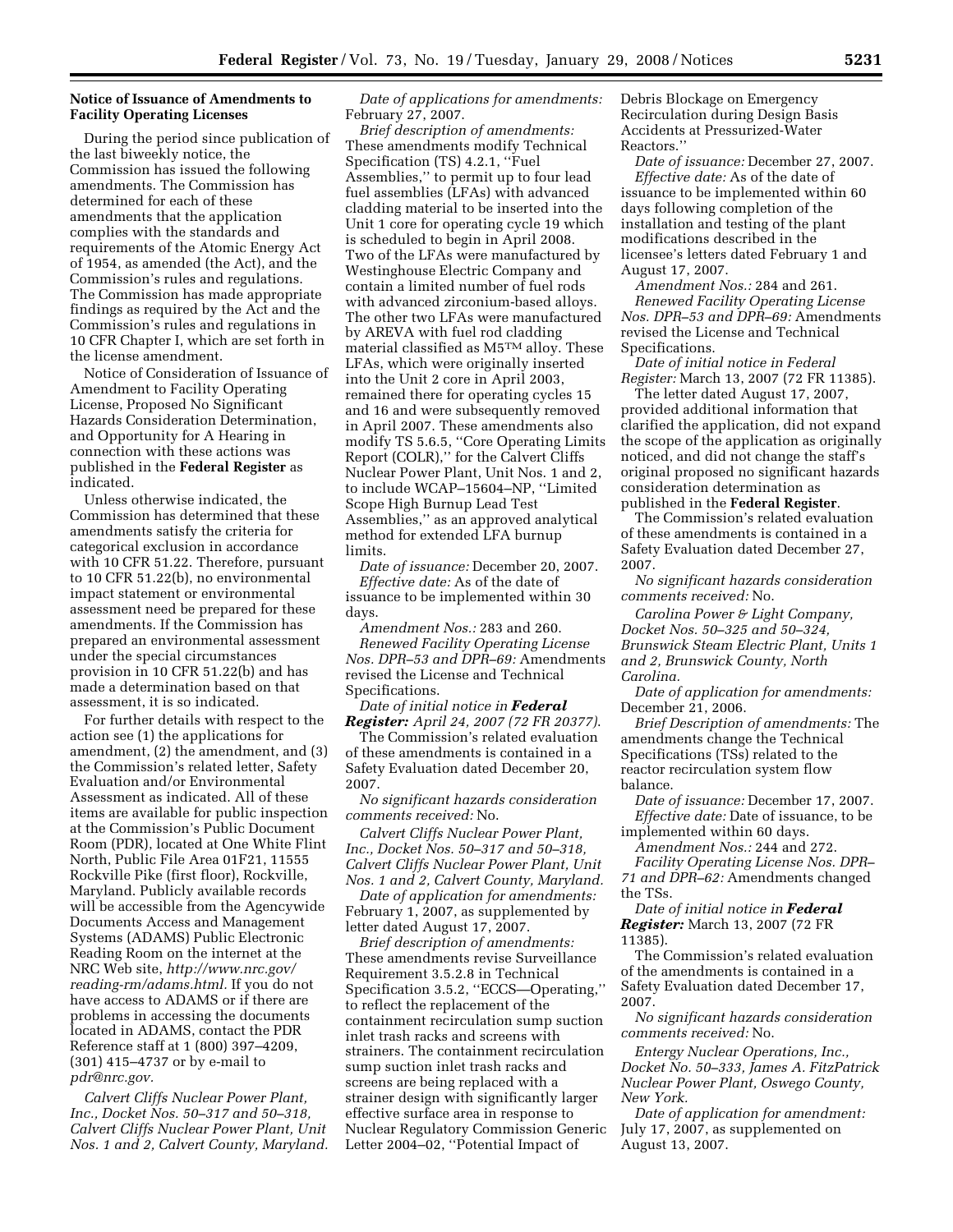### Notice of Issuance of Amendments to Facility Operating Licenses

During the period since publication of the last biweekly notice, the Commission has issued the following amendments. The Commission has determined for each of these amendments that the application complies with the standards and requirements of the Atomic Energy Act of 1954, as amended (the Act), and the Commission's rules and regulations. The Commission has made appropriate findings as required by the Act and the Commission's rules and regulations in 10 CFR Chapter I, which are set forth in the license amendment.

Notice of Consideration of Issuance of Amendment to Facility Operating License, Proposed No Significant Hazards Consideration Determination, and Opportunity for A Hearing in connection with these actions was published in the **Federal Register** as indicated.

Unless otherwise indicated, the Commission has determined that these amendments satisfy the criteria for categorical exclusion in accordance with 10 CFR 51.22. Therefore, pursuant to 10 CFR 51.22(b), no environmental impact statement or environmental assessment need be prepared for these amendments. If the Commission has prepared an environmental assessment under the special circumstances provision in 10 CFR 51.22(b) and has made a determination based on that assessment, it is so indicated.

For further details with respect to the action see (1) the applications for amendment, (2) the amendment, and (3) the Commission's related letter, Safety Evaluation and/or Environmental Assessment as indicated. All of these items are available for public inspection at the Commission's Public Document Room (PDR), located at One White Flint North, Public File Area 01F21, 11555 Rockville Pike (first floor), Rockville, Maryland. Publicly available records will be accessible from the Agencywide Documents Access and Management Systems (ADAMS) Public Electronic Reading Room on the internet at the NRC Web site, *http://www.nrc.gov/reading-rm/adams.html.* If you do not have access to ADAMS or if there are problems in accessing the documents located in ADAMS, contact the PDR Reference staff at 1 (800) 397–4209, (301) 415–4737 or by e-mail to *pdr@nrc.gov.*

*Calvert Cliffs Nuclear Power Plant, Inc., Docket Nos. 50–317 and 50–318, Calvert Cliffs Nuclear Power Plant, Unit Nos. 1 and 2, Calvert County, Maryland.*

*Date of applications for amendments:* February 27, 2007.

*Brief description of amendments:* These amendments modify Technical Specification (TS) 4.2.1, ''Fuel Assemblies,'' to permit up to four lead fuel assemblies (LFAs) with advanced cladding material to be inserted into the Unit 1 core for operating cycle 19 which is scheduled to begin in April 2008. Two of the LFAs were manufactured by Westinghouse Electric Company and contain a limited number of fuel rods with advanced zirconium-based alloys. The other two LFAs were manufactured by AREVA with fuel rod cladding material classified as M5™ alloy. These LFAs, which were originally inserted into the Unit 2 core in April 2003, remained there for operating cycles 15 and 16 and were subsequently removed in April 2007. These amendments also modify TS 5.6.5, ''Core Operating Limits Report (COLR),'' for the Calvert Cliffs Nuclear Power Plant, Unit Nos. 1 and 2, to include WCAP–15604–NP, ''Limited Scope High Burnup Lead Test Assemblies,'' as an approved analytical method for extended LFA burnup limits.

*Date of issuance:* December 20, 2007.

*Effective date:* As of the date of issuance to be implemented within 30 days.

*Amendment Nos.:* 283 and 260.

*Renewed Facility Operating License Nos. DPR–53 and DPR–69:* Amendments revised the License and Technical Specifications.

*Date of initial notice in **Federal Register:** April 24, 2007 (72 FR 20377).*

The Commission's related evaluation of these amendments is contained in a Safety Evaluation dated December 20, 2007.

*No significant hazards consideration comments received:* No.

*Calvert Cliffs Nuclear Power Plant, Inc., Docket Nos. 50–317 and 50–318, Calvert Cliffs Nuclear Power Plant, Unit Nos. 1 and 2, Calvert County, Maryland.*

*Date of application for amendments:* February 1, 2007, as supplemented by letter dated August 17, 2007.

*Brief description of amendments:* These amendments revise Surveillance Requirement 3.5.2.8 in Technical Specification 3.5.2, ''ECCS—Operating,'' to reflect the replacement of the containment recirculation sump suction inlet trash racks and screens with strainers. The containment recirculation sump suction inlet trash racks and screens are being replaced with a strainer design with significantly larger effective surface area in response to Nuclear Regulatory Commission Generic Letter 2004–02, ''Potential Impact of Debris Blockage on Emergency Recirculation during Design Basis Accidents at Pressurized-Water Reactors.''

*Date of issuance:* December 27, 2007.

*Effective date:* As of the date of issuance to be implemented within 60 days following completion of the installation and testing of the plant modifications described in the licensee's letters dated February 1 and August 17, 2007.

*Amendment Nos.:* 284 and 261.

*Renewed Facility Operating License Nos. DPR–53 and DPR–69:* Amendments revised the License and Technical Specifications.

*Date of initial notice in Federal Register:* March 13, 2007 (72 FR 11385).

The letter dated August 17, 2007, provided additional information that clarified the application, did not expand the scope of the application as originally noticed, and did not change the staff's original proposed no significant hazards consideration determination as published in the **Federal Register**.

The Commission's related evaluation of these amendments is contained in a Safety Evaluation dated December 27, 2007.

*No significant hazards consideration comments received:* No.

*Carolina Power & Light Company, Docket Nos. 50–325 and 50–324, Brunswick Steam Electric Plant, Units 1 and 2, Brunswick County, North Carolina.*

*Date of application for amendments:* December 21, 2006.

*Brief Description of amendments:* The amendments change the Technical Specifications (TSs) related to the reactor recirculation system flow balance.

*Date of issuance:* December 17, 2007.

*Effective date:* Date of issuance, to be implemented within 60 days.

*Amendment Nos.:* 244 and 272.

*Facility Operating License Nos. DPR–71 and DPR–62:* Amendments changed the TSs.

*Date of initial notice in **Federal Register:*** March 13, 2007 (72 FR 11385).

The Commission's related evaluation of the amendments is contained in a Safety Evaluation dated December 17, 2007.

*No significant hazards consideration comments received:* No.

*Entergy Nuclear Operations, Inc., Docket No. 50–333, James A. FitzPatrick Nuclear Power Plant, Oswego County, New York.*

*Date of application for amendment:* July 17, 2007, as supplemented on August 13, 2007.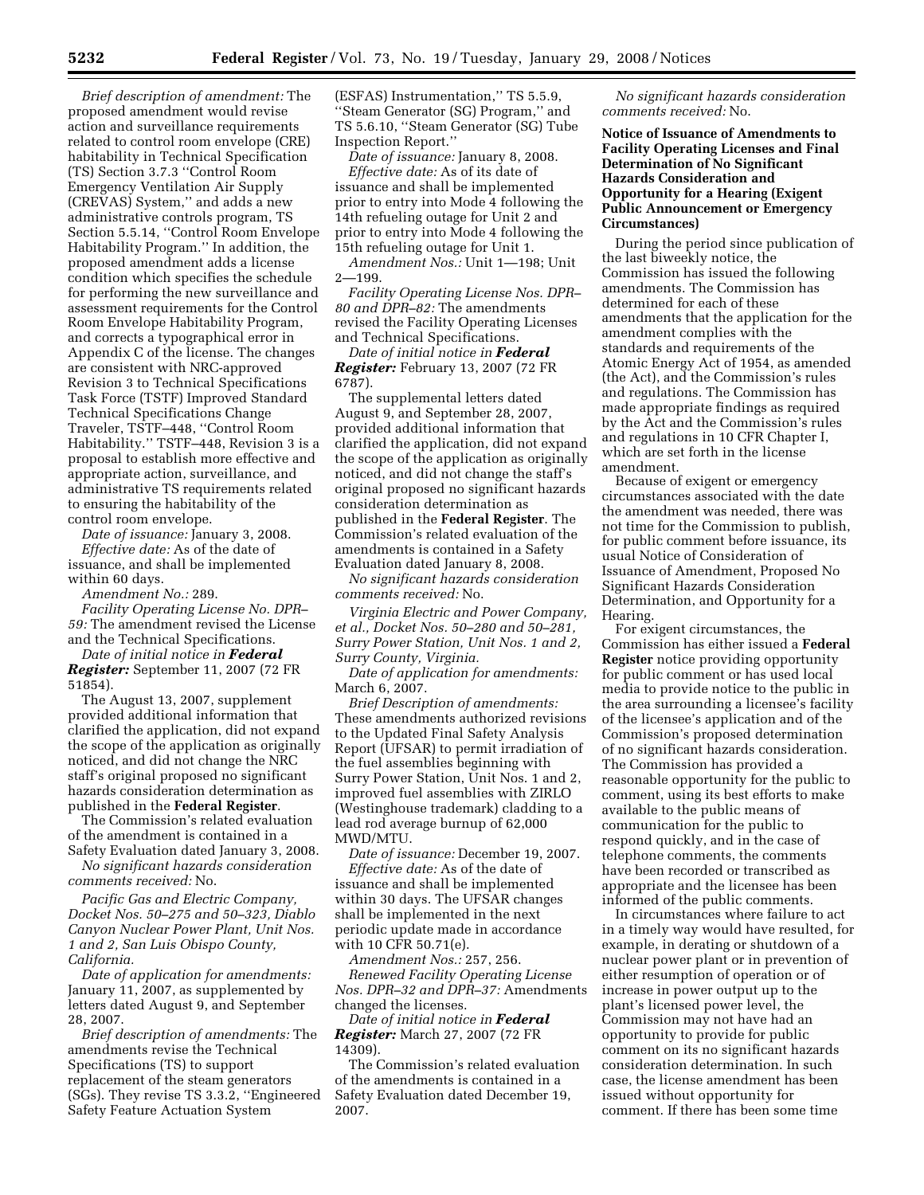*Brief description of amendment:* The proposed amendment would revise action and surveillance requirements related to control room envelope (CRE) habitability in Technical Specification (TS) Section 3.7.3 ''Control Room Emergency Ventilation Air Supply (CREVAS) System,'' and adds a new administrative controls program, TS Section 5.5.14, ''Control Room Envelope Habitability Program.'' In addition, the proposed amendment adds a license condition which specifies the schedule for performing the new surveillance and assessment requirements for the Control Room Envelope Habitability Program, and corrects a typographical error in Appendix C of the license. The changes are consistent with NRC-approved Revision 3 to Technical Specifications Task Force (TSTF) Improved Standard Technical Specifications Change Traveler, TSTF–448, ''Control Room Habitability.'' TSTF–448, Revision 3 is a proposal to establish more effective and appropriate action, surveillance, and administrative TS requirements related to ensuring the habitability of the control room envelope.

*Date of issuance:* January 3, 2008.

*Effective date:* As of the date of issuance, and shall be implemented within 60 days.

*Amendment No.:* 289.

*Facility Operating License No. DPR–59:* The amendment revised the License and the Technical Specifications.

*Date of initial notice in* ***Federal Register:*** September 11, 2007 (72 FR 51854).

The August 13, 2007, supplement provided additional information that clarified the application, did not expand the scope of the application as originally noticed, and did not change the NRC staff's original proposed no significant hazards consideration determination as published in the **Federal Register**.

The Commission's related evaluation of the amendment is contained in a Safety Evaluation dated January 3, 2008.

*No significant hazards consideration comments received:* No.

*Pacific Gas and Electric Company, Docket Nos. 50–275 and 50–323, Diablo Canyon Nuclear Power Plant, Unit Nos. 1 and 2, San Luis Obispo County, California.*

*Date of application for amendments:* January 11, 2007, as supplemented by letters dated August 9, and September 28, 2007.

*Brief description of amendments:* The amendments revise the Technical Specifications (TS) to support replacement of the steam generators (SGs). They revise TS 3.3.2, ''Engineered Safety Feature Actuation System (ESFAS) Instrumentation,'' TS 5.5.9, ''Steam Generator (SG) Program,'' and TS 5.6.10, ''Steam Generator (SG) Tube Inspection Report.''

*Date of issuance:* January 8, 2008.

*Effective date:* As of its date of issuance and shall be implemented prior to entry into Mode 4 following the 14th refueling outage for Unit 2 and prior to entry into Mode 4 following the 15th refueling outage for Unit 1.

*Amendment Nos.:* Unit 1—198; Unit 2—199.

*Facility Operating License Nos. DPR–80 and DPR–82:* The amendments revised the Facility Operating Licenses and Technical Specifications.

*Date of initial notice in* ***Federal Register:*** February 13, 2007 (72 FR 6787).

The supplemental letters dated August 9, and September 28, 2007, provided additional information that clarified the application, did not expand the scope of the application as originally noticed, and did not change the staff's original proposed no significant hazards consideration determination as published in the **Federal Register**. The Commission's related evaluation of the amendments is contained in a Safety Evaluation dated January 8, 2008.

*No significant hazards consideration comments received:* No.

*Virginia Electric and Power Company, et al., Docket Nos. 50–280 and 50–281, Surry Power Station, Unit Nos. 1 and 2, Surry County, Virginia.*

*Date of application for amendments:* March 6, 2007.

*Brief Description of amendments:* These amendments authorized revisions to the Updated Final Safety Analysis Report (UFSAR) to permit irradiation of the fuel assemblies beginning with Surry Power Station, Unit Nos. 1 and 2, improved fuel assemblies with ZIRLO (Westinghouse trademark) cladding to a lead rod average burnup of 62,000 MWD/MTU.

*Date of issuance:* December 19, 2007.

*Effective date:* As of the date of issuance and shall be implemented within 30 days. The UFSAR changes shall be implemented in the next periodic update made in accordance with 10 CFR 50.71(e).

*Amendment Nos.:* 257, 256.

*Renewed Facility Operating License Nos. DPR–32 and DPR–37:* Amendments changed the licenses.

*Date of initial notice in* ***Federal Register:*** March 27, 2007 (72 FR 14309).

The Commission's related evaluation of the amendments is contained in a Safety Evaluation dated December 19, 2007.

*No significant hazards consideration comments received:* No.

**Notice of Issuance of Amendments to Facility Operating Licenses and Final Determination of No Significant Hazards Consideration and Opportunity for a Hearing (Exigent Public Announcement or Emergency Circumstances)**

During the period since publication of the last biweekly notice, the Commission has issued the following amendments. The Commission has determined for each of these amendments that the application for the amendment complies with the standards and requirements of the Atomic Energy Act of 1954, as amended (the Act), and the Commission's rules and regulations. The Commission has made appropriate findings as required by the Act and the Commission's rules and regulations in 10 CFR Chapter I, which are set forth in the license amendment.

Because of exigent or emergency circumstances associated with the date the amendment was needed, there was not time for the Commission to publish, for public comment before issuance, its usual Notice of Consideration of Issuance of Amendment, Proposed No Significant Hazards Consideration Determination, and Opportunity for a Hearing.

For exigent circumstances, the Commission has either issued a **Federal Register** notice providing opportunity for public comment or has used local media to provide notice to the public in the area surrounding a licensee's facility of the licensee's application and of the Commission's proposed determination of no significant hazards consideration. The Commission has provided a reasonable opportunity for the public to comment, using its best efforts to make available to the public means of communication for the public to respond quickly, and in the case of telephone comments, the comments have been recorded or transcribed as appropriate and the licensee has been informed of the public comments.

In circumstances where failure to act in a timely way would have resulted, for example, in derating or shutdown of a nuclear power plant or in prevention of either resumption of operation or of increase in power output up to the plant's licensed power level, the Commission may not have had an opportunity to provide for public comment on its no significant hazards consideration determination. In such case, the license amendment has been issued without opportunity for comment. If there has been some time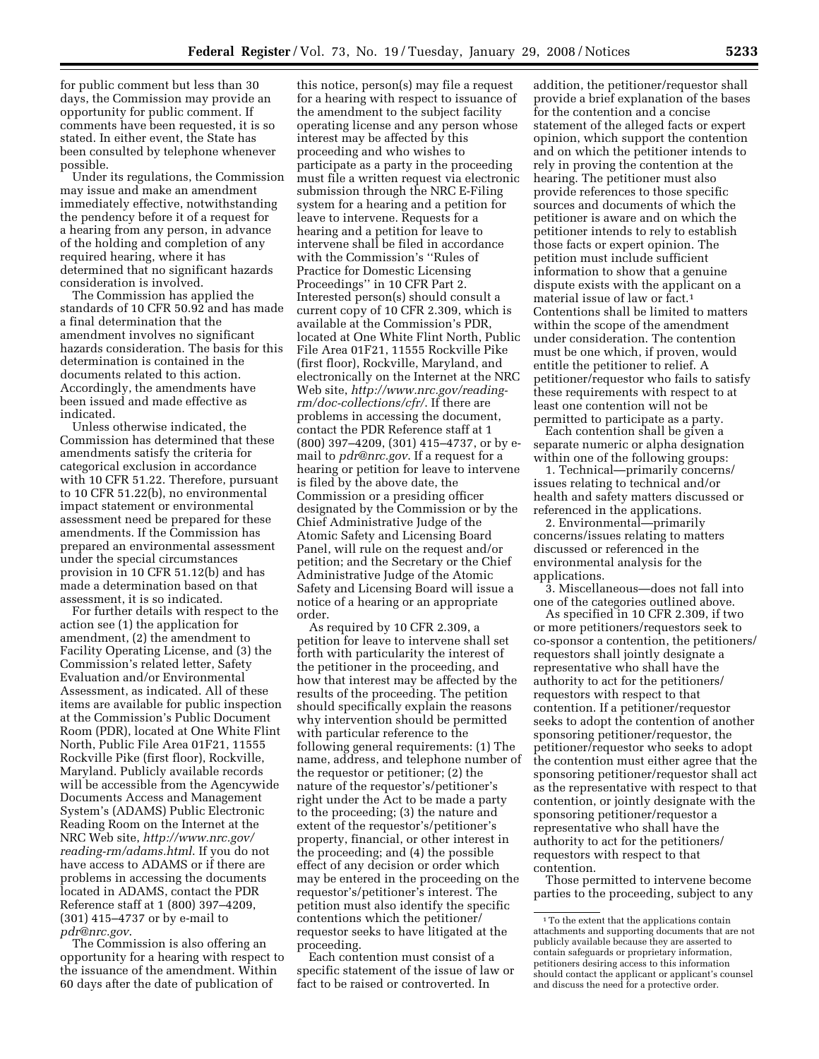for public comment but less than 30 days, the Commission may provide an opportunity for public comment. If comments have been requested, it is so stated. In either event, the State has been consulted by telephone whenever possible.

Under its regulations, the Commission may issue and make an amendment immediately effective, notwithstanding the pendency before it of a request for a hearing from any person, in advance of the holding and completion of any required hearing, where it has determined that no significant hazards consideration is involved.

The Commission has applied the standards of 10 CFR 50.92 and has made a final determination that the amendment involves no significant hazards consideration. The basis for this determination is contained in the documents related to this action. Accordingly, the amendments have been issued and made effective as indicated.

Unless otherwise indicated, the Commission has determined that these amendments satisfy the criteria for categorical exclusion in accordance with 10 CFR 51.22. Therefore, pursuant to 10 CFR 51.22(b), no environmental impact statement or environmental assessment need be prepared for these amendments. If the Commission has prepared an environmental assessment under the special circumstances provision in 10 CFR 51.12(b) and has made a determination based on that assessment, it is so indicated.

For further details with respect to the action see (1) the application for amendment, (2) the amendment to Facility Operating License, and (3) the Commission's related letter, Safety Evaluation and/or Environmental Assessment, as indicated. All of these items are available for public inspection at the Commission's Public Document Room (PDR), located at One White Flint North, Public File Area 01F21, 11555 Rockville Pike (first floor), Rockville, Maryland. Publicly available records will be accessible from the Agencywide Documents Access and Management System's (ADAMS) Public Electronic Reading Room on the Internet at the NRC Web site, *http://www.nrc.gov/reading-rm/adams.html*. If you do not have access to ADAMS or if there are problems in accessing the documents located in ADAMS, contact the PDR Reference staff at 1 (800) 397–4209, (301) 415–4737 or by e-mail to *pdr@nrc.gov*.

The Commission is also offering an opportunity for a hearing with respect to the issuance of the amendment. Within 60 days after the date of publication of this notice, person(s) may file a request for a hearing with respect to issuance of the amendment to the subject facility operating license and any person whose interest may be affected by this proceeding and who wishes to participate as a party in the proceeding must file a written request via electronic submission through the NRC E-Filing system for a hearing and a petition for leave to intervene. Requests for a hearing and a petition for leave to intervene shall be filed in accordance with the Commission's "Rules of Practice for Domestic Licensing Proceedings" in 10 CFR Part 2. Interested person(s) should consult a current copy of 10 CFR 2.309, which is available at the Commission's PDR, located at One White Flint North, Public File Area 01F21, 11555 Rockville Pike (first floor), Rockville, Maryland, and electronically on the Internet at the NRC Web site, *http://www.nrc.gov/reading-rm/doc-collections/cfr/*. If there are problems in accessing the document, contact the PDR Reference staff at 1 (800) 397–4209, (301) 415–4737, or by e-mail to *pdr@nrc.gov*. If a request for a hearing or petition for leave to intervene is filed by the above date, the Commission or a presiding officer designated by the Commission or by the Chief Administrative Judge of the Atomic Safety and Licensing Board Panel, will rule on the request and/or petition; and the Secretary or the Chief Administrative Judge of the Atomic Safety and Licensing Board will issue a notice of a hearing or an appropriate order.

As required by 10 CFR 2.309, a petition for leave to intervene shall set forth with particularity the interest of the petitioner in the proceeding, and how that interest may be affected by the results of the proceeding. The petition should specifically explain the reasons why intervention should be permitted with particular reference to the following general requirements: (1) The name, address, and telephone number of the requestor or petitioner; (2) the nature of the requestor's/petitioner's right under the Act to be made a party to the proceeding; (3) the nature and extent of the requestor's/petitioner's property, financial, or other interest in the proceeding; and (4) the possible effect of any decision or order which may be entered in the proceeding on the requestor's/petitioner's interest. The petition must also identify the specific contentions which the petitioner/requestor seeks to have litigated at the proceeding.

Each contention must consist of a specific statement of the issue of law or fact to be raised or controverted. In addition, the petitioner/requestor shall provide a brief explanation of the bases for the contention and a concise statement of the alleged facts or expert opinion, which support the contention and on which the petitioner intends to rely in proving the contention at the hearing. The petitioner must also provide references to those specific sources and documents of which the petitioner is aware and on which the petitioner intends to rely to establish those facts or expert opinion. The petition must include sufficient information to show that a genuine dispute exists with the applicant on a material issue of law or fact.[1] Contentions shall be limited to matters within the scope of the amendment under consideration. The contention must be one which, if proven, would entitle the petitioner to relief. A petitioner/requestor who fails to satisfy these requirements with respect to at least one contention will not be permitted to participate as a party.

Each contention shall be given a separate numeric or alpha designation within one of the following groups:

1. Technical—primarily concerns/issues relating to technical and/or health and safety matters discussed or referenced in the applications.
2. Environmental—primarily concerns/issues relating to matters discussed or referenced in the environmental analysis for the applications.
3. Miscellaneous—does not fall into one of the categories outlined above.

As specified in 10 CFR 2.309, if two or more petitioners/requestors seek to co-sponsor a contention, the petitioners/requestors shall jointly designate a representative who shall have the authority to act for the petitioners/requestors with respect to that contention. If a petitioner/requestor seeks to adopt the contention of another sponsoring petitioner/requestor, the petitioner/requestor who seeks to adopt the contention must either agree that the sponsoring petitioner/requestor shall act as the representative with respect to that contention, or jointly designate with the sponsoring petitioner/requestor a representative who shall have the authority to act for the petitioners/requestors with respect to that contention.

Those permitted to intervene become parties to the proceeding, subject to any

[1] To the extent that the applications contain attachments and supporting documents that are not publicly available because they are asserted to contain safeguards or proprietary information, petitioners desiring access to this information should contact the applicant or applicant's counsel and discuss the need for a protective order.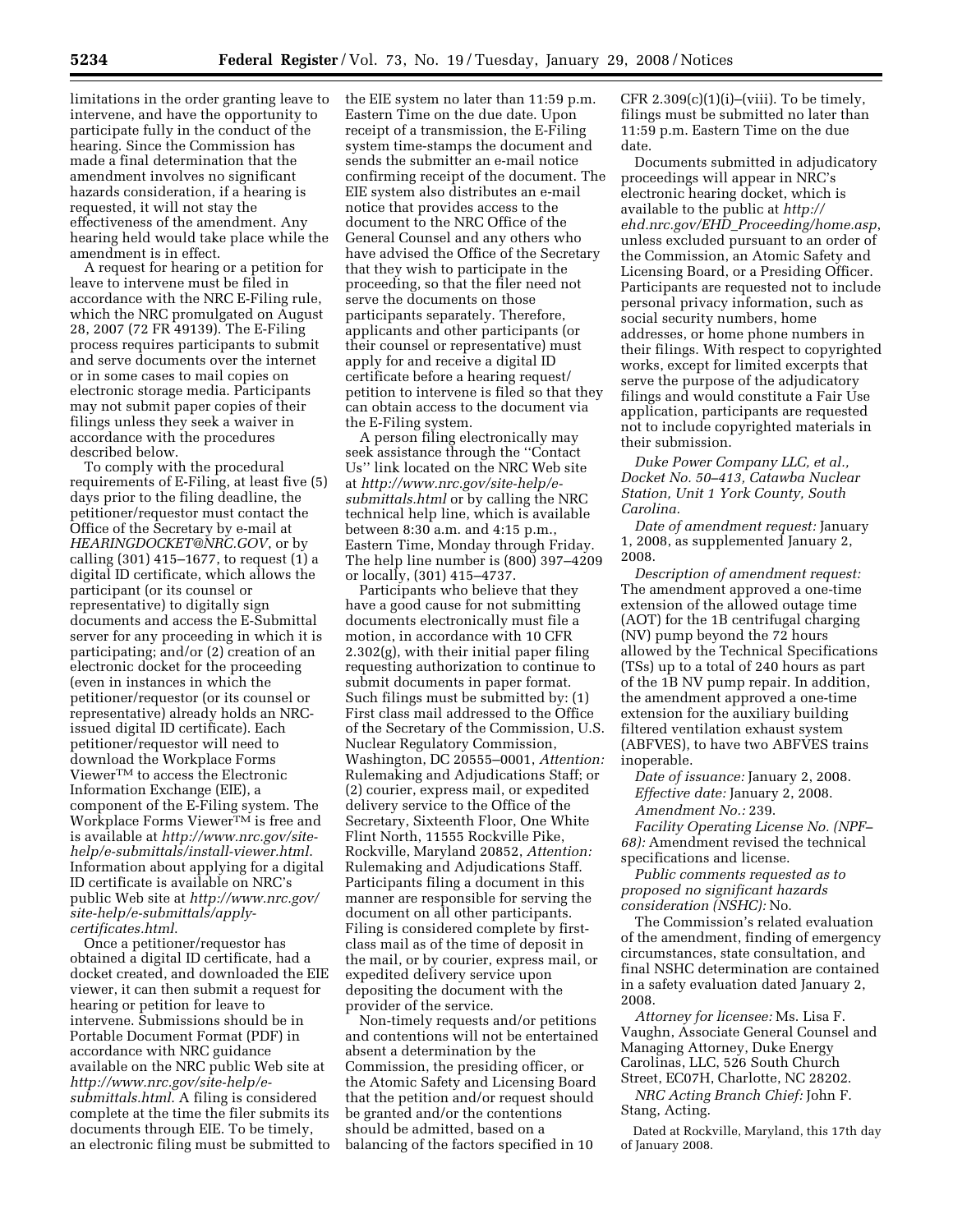limitations in the order granting leave to intervene, and have the opportunity to participate fully in the conduct of the hearing. Since the Commission has made a final determination that the amendment involves no significant hazards consideration, if a hearing is requested, it will not stay the effectiveness of the amendment. Any hearing held would take place while the amendment is in effect.

A request for hearing or a petition for leave to intervene must be filed in accordance with the NRC E-Filing rule, which the NRC promulgated on August 28, 2007 (72 FR 49139). The E-Filing process requires participants to submit and serve documents over the internet or in some cases to mail copies on electronic storage media. Participants may not submit paper copies of their filings unless they seek a waiver in accordance with the procedures described below.

To comply with the procedural requirements of E-Filing, at least five (5) days prior to the filing deadline, the petitioner/requestor must contact the Office of the Secretary by e-mail at *HEARINGDOCKET@NRC.GOV*, or by calling (301) 415–1677, to request (1) a digital ID certificate, which allows the participant (or its counsel or representative) to digitally sign documents and access the E-Submittal server for any proceeding in which it is participating; and/or (2) creation of an electronic docket for the proceeding (even in instances in which the petitioner/requestor (or its counsel or representative) already holds an NRC-issued digital ID certificate). Each petitioner/requestor will need to download the Workplace Forms Viewer™ to access the Electronic Information Exchange (EIE), a component of the E-Filing system. The Workplace Forms Viewer™ is free and is available at *http://www.nrc.gov/site-help/e-submittals/install-viewer.html*. Information about applying for a digital ID certificate is available on NRC's public Web site at *http://www.nrc.gov/site-help/e-submittals/apply-certificates.html*.

Once a petitioner/requestor has obtained a digital ID certificate, had a docket created, and downloaded the EIE viewer, it can then submit a request for hearing or petition for leave to intervene. Submissions should be in Portable Document Format (PDF) in accordance with NRC guidance available on the NRC public Web site at *http://www.nrc.gov/site-help/e-submittals.html*. A filing is considered complete at the time the filer submits its documents through EIE. To be timely, an electronic filing must be submitted to the EIE system no later than 11:59 p.m. Eastern Time on the due date. Upon receipt of a transmission, the E-Filing system time-stamps the document and sends the submitter an e-mail notice confirming receipt of the document. The EIE system also distributes an e-mail notice that provides access to the document to the NRC Office of the General Counsel and any others who have advised the Office of the Secretary that they wish to participate in the proceeding, so that the filer need not serve the documents on those participants separately. Therefore, applicants and other participants (or their counsel or representative) must apply for and receive a digital ID certificate before a hearing request/petition to intervene is filed so that they can obtain access to the document via the E-Filing system.

A person filing electronically may seek assistance through the "Contact Us" link located on the NRC Web site at *http://www.nrc.gov/site-help/e-submittals.html* or by calling the NRC technical help line, which is available between 8:30 a.m. and 4:15 p.m., Eastern Time, Monday through Friday. The help line number is (800) 397–4209 or locally, (301) 415–4737.

Participants who believe that they have a good cause for not submitting documents electronically must file a motion, in accordance with 10 CFR 2.302(g), with their initial paper filing requesting authorization to continue to submit documents in paper format. Such filings must be submitted by: (1) First class mail addressed to the Office of the Secretary of the Commission, U.S. Nuclear Regulatory Commission, Washington, DC 20555–0001, *Attention:* Rulemaking and Adjudications Staff; or (2) courier, express mail, or expedited delivery service to the Office of the Secretary, Sixteenth Floor, One White Flint North, 11555 Rockville Pike, Rockville, Maryland 20852, *Attention:* Rulemaking and Adjudications Staff. Participants filing a document in this manner are responsible for serving the document on all other participants. Filing is considered complete by first-class mail as of the time of deposit in the mail, or by courier, express mail, or expedited delivery service upon depositing the document with the provider of the service.

Non-timely requests and/or petitions and contentions will not be entertained absent a determination by the Commission, the presiding officer, or the Atomic Safety and Licensing Board that the petition and/or request should be granted and/or the contentions should be admitted, based on a balancing of the factors specified in 10 CFR 2.309(c)(1)(i)–(viii). To be timely, filings must be submitted no later than 11:59 p.m. Eastern Time on the due date.

Documents submitted in adjudicatory proceedings will appear in NRC's electronic hearing docket, which is available to the public at *http://ehd.nrc.gov/EHD_Proceeding/home.asp*, unless excluded pursuant to an order of the Commission, an Atomic Safety and Licensing Board, or a Presiding Officer. Participants are requested not to include personal privacy information, such as social security numbers, home addresses, or home phone numbers in their filings. With respect to copyrighted works, except for limited excerpts that serve the purpose of the adjudicatory filings and would constitute a Fair Use application, participants are requested not to include copyrighted materials in their submission.

*Duke Power Company LLC, et al., Docket No. 50–413, Catawba Nuclear Station, Unit 1 York County, South Carolina.*

*Date of amendment request:* January 1, 2008, as supplemented January 2, 2008.

*Description of amendment request:* The amendment approved a one-time extension of the allowed outage time (AOT) for the 1B centrifugal charging (NV) pump beyond the 72 hours allowed by the Technical Specifications (TSs) up to a total of 240 hours as part of the 1B NV pump repair. In addition, the amendment approved a one-time extension for the auxiliary building filtered ventilation exhaust system (ABFVES), to have two ABFVES trains inoperable.

*Date of issuance:* January 2, 2008.

*Effective date:* January 2, 2008.

*Amendment No.:* 239.

*Facility Operating License No. (NPF–68):* Amendment revised the technical specifications and license.

*Public comments requested as to proposed no significant hazards consideration (NSHC):* No.

The Commission's related evaluation of the amendment, finding of emergency circumstances, state consultation, and final NSHC determination are contained in a safety evaluation dated January 2, 2008.

*Attorney for licensee:* Ms. Lisa F. Vaughn, Associate General Counsel and Managing Attorney, Duke Energy Carolinas, LLC, 526 South Church Street, EC07H, Charlotte, NC 28202.

*NRC Acting Branch Chief:* John F. Stang, Acting.

Dated at Rockville, Maryland, this 17th day of January 2008.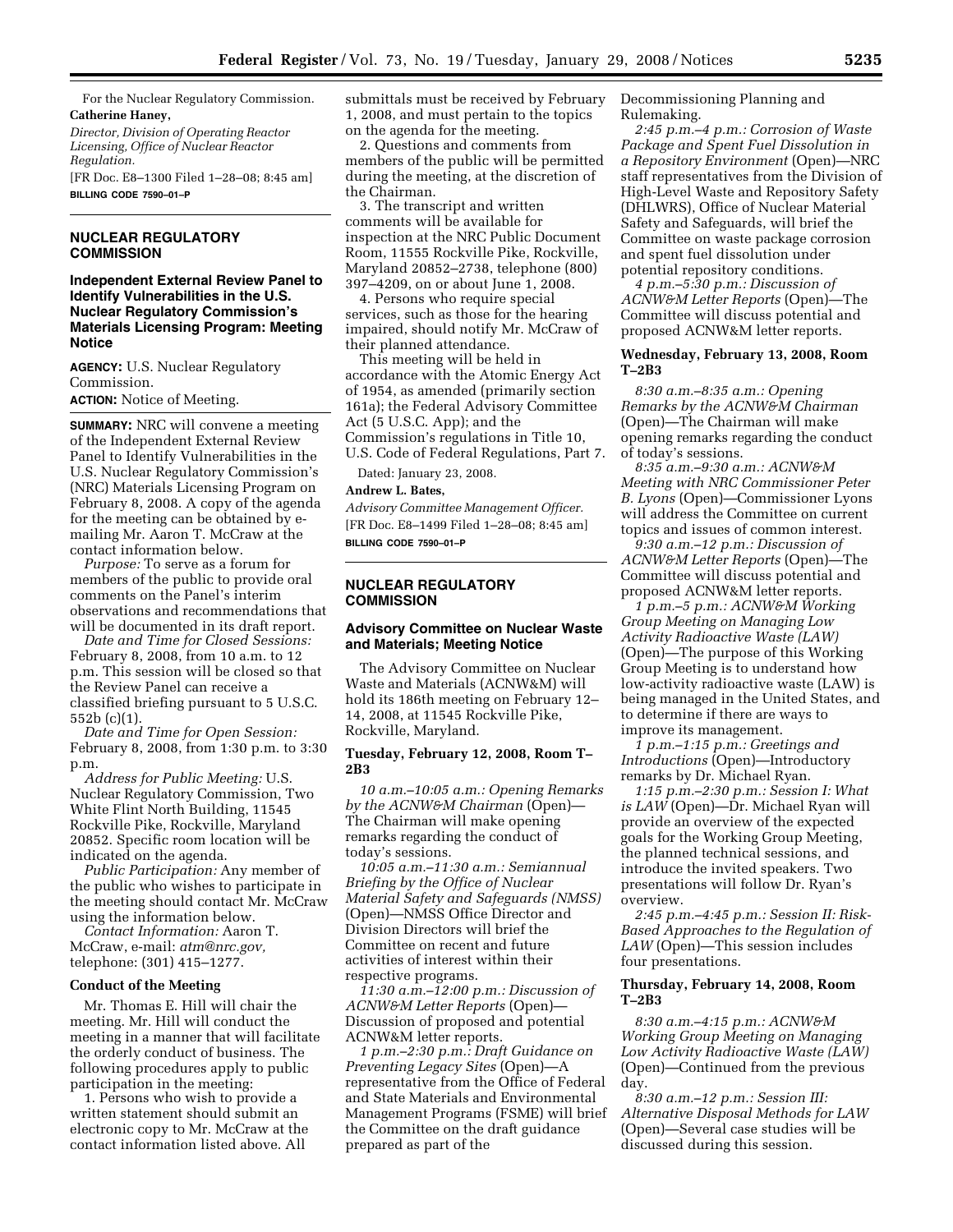For the Nuclear Regulatory Commission.

**Catherine Haney,**

*Director, Division of Operating Reactor Licensing, Office of Nuclear Reactor Regulation.*

[FR Doc. E8–1300 Filed 1–28–08; 8:45 am]

**BILLING CODE 7590–01–P**

## NUCLEAR REGULATORY COMMISSION

### Independent External Review Panel to Identify Vulnerabilities in the U.S. Nuclear Regulatory Commission's Materials Licensing Program: Meeting Notice

**AGENCY:** U.S. Nuclear Regulatory Commission.

**ACTION:** Notice of Meeting.

**SUMMARY:** NRC will convene a meeting of the Independent External Review Panel to Identify Vulnerabilities in the U.S. Nuclear Regulatory Commission's (NRC) Materials Licensing Program on February 8, 2008. A copy of the agenda for the meeting can be obtained by e-mailing Mr. Aaron T. McCraw at the contact information below.

*Purpose:* To serve as a forum for members of the public to provide oral comments on the Panel's interim observations and recommendations that will be documented in its draft report.

*Date and Time for Closed Sessions:* February 8, 2008, from 10 a.m. to 12 p.m. This session will be closed so that the Review Panel can receive a classified briefing pursuant to 5 U.S.C. 552b (c)(1).

*Date and Time for Open Session:* February 8, 2008, from 1:30 p.m. to 3:30 p.m.

*Address for Public Meeting:* U.S. Nuclear Regulatory Commission, Two White Flint North Building, 11545 Rockville Pike, Rockville, Maryland 20852. Specific room location will be indicated on the agenda.

*Public Participation:* Any member of the public who wishes to participate in the meeting should contact Mr. McCraw using the information below.

*Contact Information:* Aaron T. McCraw, e-mail: *atm@nrc.gov,* telephone: (301) 415–1277.

#### Conduct of the Meeting

Mr. Thomas E. Hill will chair the meeting. Mr. Hill will conduct the meeting in a manner that will facilitate the orderly conduct of business. The following procedures apply to public participation in the meeting:

1. Persons who wish to provide a written statement should submit an electronic copy to Mr. McCraw at the contact information listed above. All submittals must be received by February 1, 2008, and must pertain to the topics on the agenda for the meeting.

2. Questions and comments from members of the public will be permitted during the meeting, at the discretion of the Chairman.

3. The transcript and written comments will be available for inspection at the NRC Public Document Room, 11555 Rockville Pike, Rockville, Maryland 20852–2738, telephone (800) 397–4209, on or about June 1, 2008.

4. Persons who require special services, such as those for the hearing impaired, should notify Mr. McCraw of their planned attendance.

This meeting will be held in accordance with the Atomic Energy Act of 1954, as amended (primarily section 161a); the Federal Advisory Committee Act (5 U.S.C. App); and the Commission's regulations in Title 10, U.S. Code of Federal Regulations, Part 7.

Dated: January 23, 2008.

**Andrew L. Bates,**

*Advisory Committee Management Officer.*

[FR Doc. E8–1499 Filed 1–28–08; 8:45 am]

**BILLING CODE 7590–01–P**

## NUCLEAR REGULATORY COMMISSION

### Advisory Committee on Nuclear Waste and Materials; Meeting Notice

The Advisory Committee on Nuclear Waste and Materials (ACNW&M) will hold its 186th meeting on February 12–14, 2008, at 11545 Rockville Pike, Rockville, Maryland.

#### Tuesday, February 12, 2008, Room T–2B3

*10 a.m.–10:05 a.m.: Opening Remarks by the ACNW&M Chairman* (Open)—The Chairman will make opening remarks regarding the conduct of today's sessions.

*10:05 a.m.–11:30 a.m.: Semiannual Briefing by the Office of Nuclear Material Safety and Safeguards (NMSS)* (Open)—NMSS Office Director and Division Directors will brief the Committee on recent and future activities of interest within their respective programs.

*11:30 a.m.–12:00 p.m.: Discussion of ACNW&M Letter Reports* (Open)—Discussion of proposed and potential ACNW&M letter reports.

*1 p.m.–2:30 p.m.: Draft Guidance on Preventing Legacy Sites* (Open)—A representative from the Office of Federal and State Materials and Environmental Management Programs (FSME) will brief the Committee on the draft guidance prepared as part of the Decommissioning Planning and Rulemaking.

*2:45 p.m.–4 p.m.: Corrosion of Waste Package and Spent Fuel Dissolution in a Repository Environment* (Open)—NRC staff representatives from the Division of High-Level Waste and Repository Safety (DHLWRS), Office of Nuclear Material Safety and Safeguards, will brief the Committee on waste package corrosion and spent fuel dissolution under potential repository conditions.

*4 p.m.–5:30 p.m.: Discussion of ACNW&M Letter Reports* (Open)—The Committee will discuss potential and proposed ACNW&M letter reports.

#### Wednesday, February 13, 2008, Room T–2B3

*8:30 a.m.–8:35 a.m.: Opening Remarks by the ACNW&M Chairman* (Open)—The Chairman will make opening remarks regarding the conduct of today's sessions.

*8:35 a.m.–9:30 a.m.: ACNW&M Meeting with NRC Commissioner Peter B. Lyons* (Open)—Commissioner Lyons will address the Committee on current topics and issues of common interest.

*9:30 a.m.–12 p.m.: Discussion of ACNW&M Letter Reports* (Open)—The Committee will discuss potential and proposed ACNW&M letter reports.

*1 p.m.–5 p.m.: ACNW&M Working Group Meeting on Managing Low Activity Radioactive Waste (LAW)* (Open)—The purpose of this Working Group Meeting is to understand how low-activity radioactive waste (LAW) is being managed in the United States, and to determine if there are ways to improve its management.

*1 p.m.–1:15 p.m.: Greetings and Introductions* (Open)—Introductory remarks by Dr. Michael Ryan.

*1:15 p.m.–2:30 p.m.: Session I: What is LAW* (Open)—Dr. Michael Ryan will provide an overview of the expected goals for the Working Group Meeting, the planned technical sessions, and introduce the invited speakers. Two presentations will follow Dr. Ryan's overview.

*2:45 p.m.–4:45 p.m.: Session II: Risk-Based Approaches to the Regulation of LAW* (Open)—This session includes four presentations.

#### Thursday, February 14, 2008, Room T–2B3

*8:30 a.m.–4:15 p.m.: ACNW&M Working Group Meeting on Managing Low Activity Radioactive Waste (LAW)* (Open)—Continued from the previous day.

*8:30 a.m.–12 p.m.: Session III: Alternative Disposal Methods for LAW* (Open)—Several case studies will be discussed during this session.